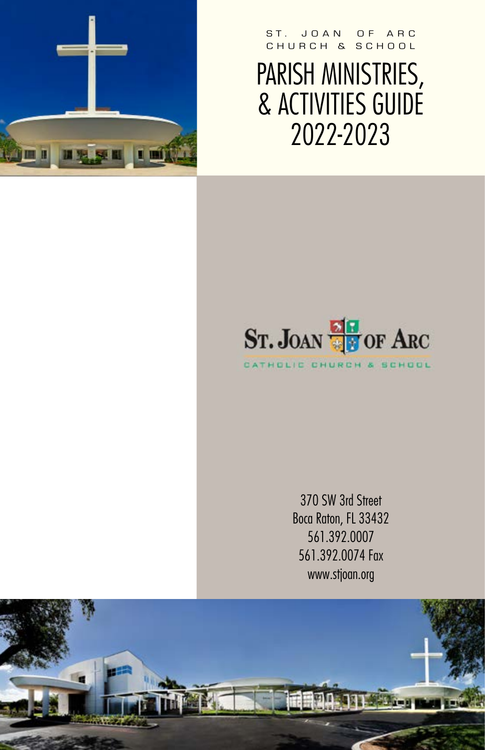ST. JOAN OF ARC
CHURCH & SCHOOL

# PARISH MINISTRIES, & ACTIVITIES GUIDE 2022-2023

ST. JOAN OF ARC
CATHOLIC CHURCH & SCHOOL

370 SW 3rd Street
Boca Raton, FL 33432
561.392.0007
561.392.0074 Fax
www.stjoan.org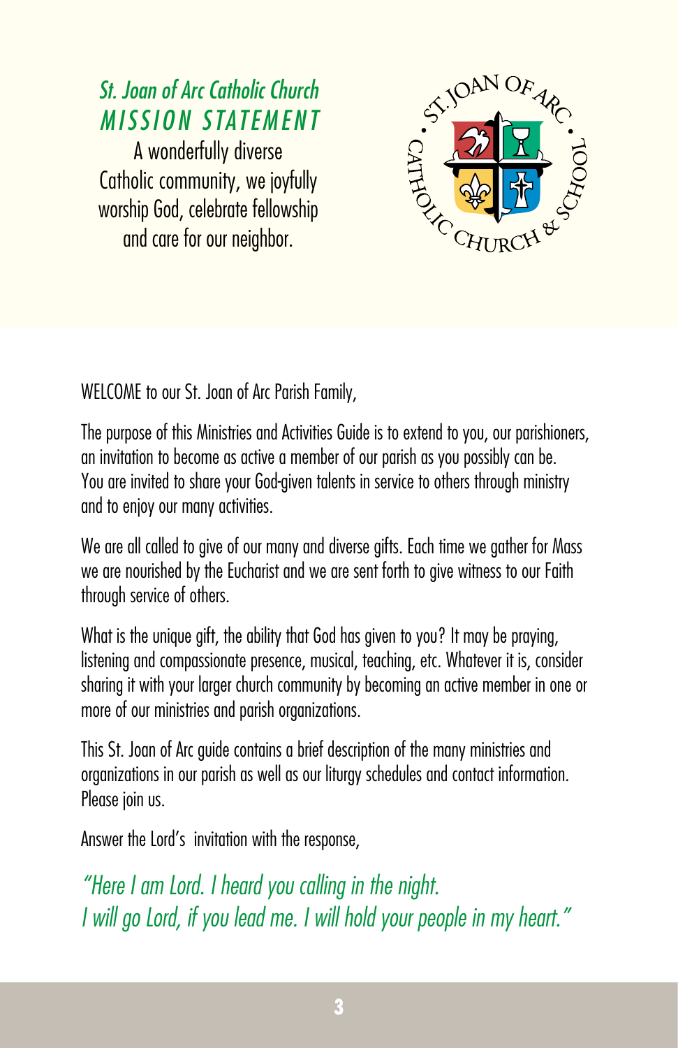## *St. Joan of Arc Catholic Church*
## *MISSION STATEMENT*

A wonderfully diverse Catholic community, we joyfully worship God, celebrate fellowship and care for our neighbor.

WELCOME to our St. Joan of Arc Parish Family,

The purpose of this Ministries and Activities Guide is to extend to you, our parishioners, an invitation to become as active a member of our parish as you possibly can be. You are invited to share your God-given talents in service to others through ministry and to enjoy our many activities.

We are all called to give of our many and diverse gifts. Each time we gather for Mass we are nourished by the Eucharist and we are sent forth to give witness to our Faith through service of others.

What is the unique gift, the ability that God has given to you? It may be praying, listening and compassionate presence, musical, teaching, etc. Whatever it is, consider sharing it with your larger church community by becoming an active member in one or more of our ministries and parish organizations.

This St. Joan of Arc guide contains a brief description of the many ministries and organizations in our parish as well as our liturgy schedules and contact information. Please join us.

Answer the Lord's invitation with the response,

*"Here I am Lord. I heard you calling in the night.*
*I will go Lord, if you lead me. I will hold your people in my heart."*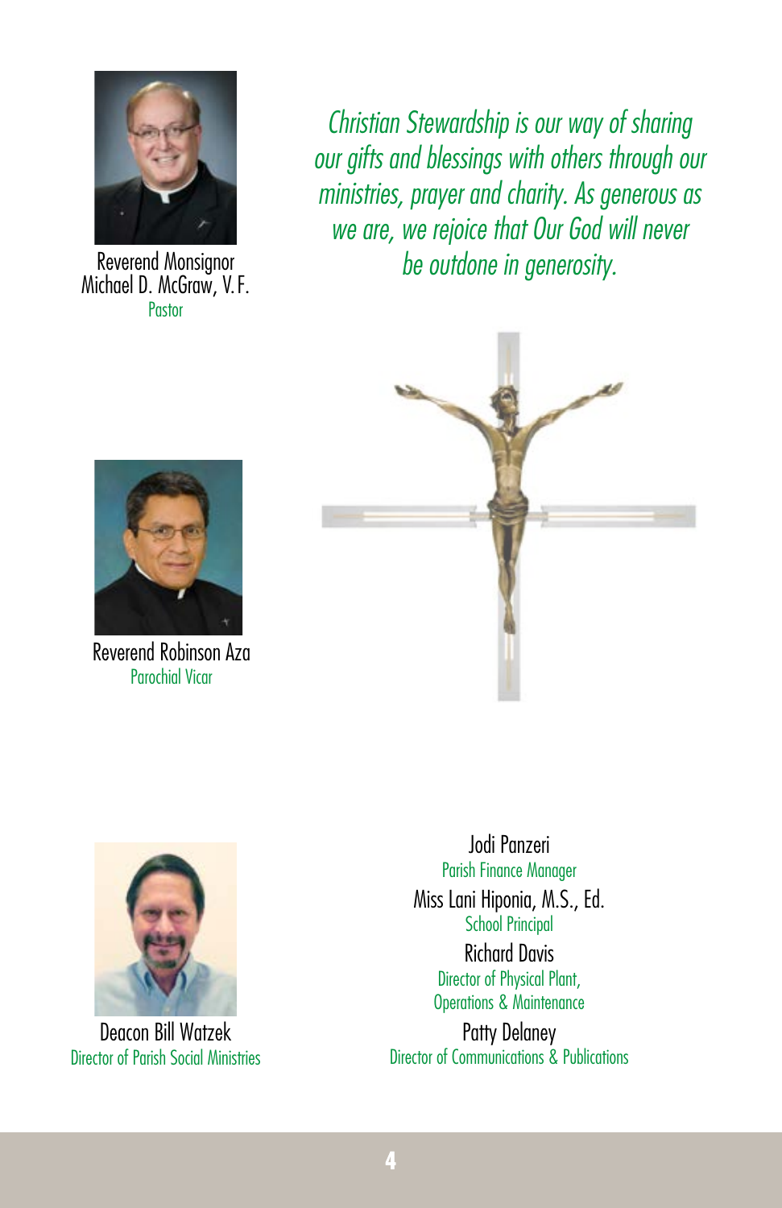*Christian Stewardship is our way of sharing our gifts and blessings with others through our ministries, prayer and charity. As generous as we are, we rejoice that Our God will never be outdone in generosity.*

Reverend Monsignor Michael D. McGraw, V.F.
Pastor

Reverend Robinson Aza
Parochial Vicar

Deacon Bill Watzek
Director of Parish Social Ministries

Jodi Panzeri
Parish Finance Manager

Miss Lani Hiponia, M.S., Ed.
School Principal

Richard Davis
Director of Physical Plant, Operations & Maintenance

Patty Delaney
Director of Communications & Publications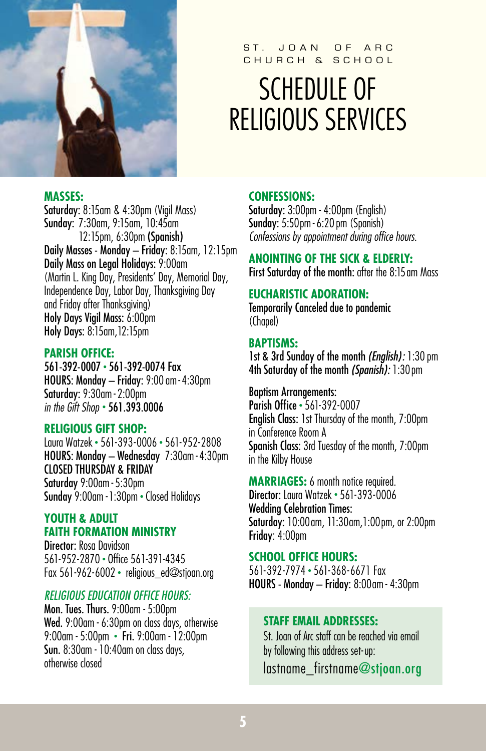ST. JOAN OF ARC
CHURCH & SCHOOL

# SCHEDULE OF RELIGIOUS SERVICES

## MASSES:

**Saturday:** 8:15am & 4:30pm (Vigil Mass)
**Sunday:** 7:30am, 9:15am, 10:45am
12:15pm, 6:30pm **(Spanish)**
**Daily Masses - Monday – Friday:** 8:15am, 12:15pm
**Daily Mass on Legal Holidays:** 9:00am
(Martin L. King Day, Presidents' Day, Memorial Day, Independence Day, Labor Day, Thanksgiving Day and Friday after Thanksgiving)
**Holy Days Vigil Mass:** 6:00pm
**Holy Days:** 8:15am,12:15pm

## PARISH OFFICE:

**561-392-0007 • 561-392-0074 Fax**
**HOURS: Monday – Friday:** 9:00 am - 4:30pm
**Saturday:** 9:30am - 2:00pm
*in the Gift Shop* • **561.393.0006**

## RELIGIOUS GIFT SHOP:

Laura Watzek • 561-393-0006 • 561-952-2808
**HOURS: Monday – Wednesday** 7:30am - 4:30pm
**CLOSED THURSDAY & FRIDAY**
**Saturday** 9:00am - 5:30pm
**Sunday** 9:00am - 1:30pm • Closed Holidays

## YOUTH & ADULT FAITH FORMATION MINISTRY

**Director:** Rosa Davidson
561-952-2870 • Office 561-391-4345
Fax 561-962-6002 • religious_ed@stjoan.org

### *RELIGIOUS EDUCATION OFFICE HOURS:*

**Mon. Tues. Thurs.** 9:00am - 5:00pm
**Wed.** 9:00am - 6:30pm on class days, otherwise 9:00am - 5:00pm • **Fri.** 9:00am - 12:00pm
**Sun.** 8:30am - 10:40am on class days, otherwise closed

## CONFESSIONS:

**Saturday:** 3:00pm - 4:00pm (English)
**Sunday:** 5:50pm - 6:20 pm (Spanish)
*Confessions by appointment during office hours.*

## ANOINTING OF THE SICK & ELDERLY:

**First Saturday of the month:** after the 8:15 am Mass

## EUCHARISTIC ADORATION:

**Temporarily Canceled due to pandemic**
(Chapel)

## BAPTISMS:

**1st & 3rd Sunday of the month *(English)*:** 1:30 pm
**4th Saturday of the month *(Spanish)*:** 1:30 pm

**Baptism Arrangements:**
**Parish Office** • 561-392-0007
**English Class:** 1st Thursday of the month, 7:00pm in Conference Room A
**Spanish Class:** 3rd Tuesday of the month, 7:00pm in the Kilby House

## MARRIAGES: 6 month notice required.

**Director:** Laura Watzek • 561-393-0006
**Wedding Celebration Times:**
**Saturday:** 10:00am, 11:30am,1:00pm, or 2:00pm
**Friday:** 4:00pm

## SCHOOL OFFICE HOURS:

561-392-7974 • 561-368-6671 Fax
**HOURS - Monday – Friday:** 8:00am - 4:30pm

## STAFF EMAIL ADDRESSES:

St. Joan of Arc staff can be reached via email by following this address set-up:
lastname_firstname@stjoan.org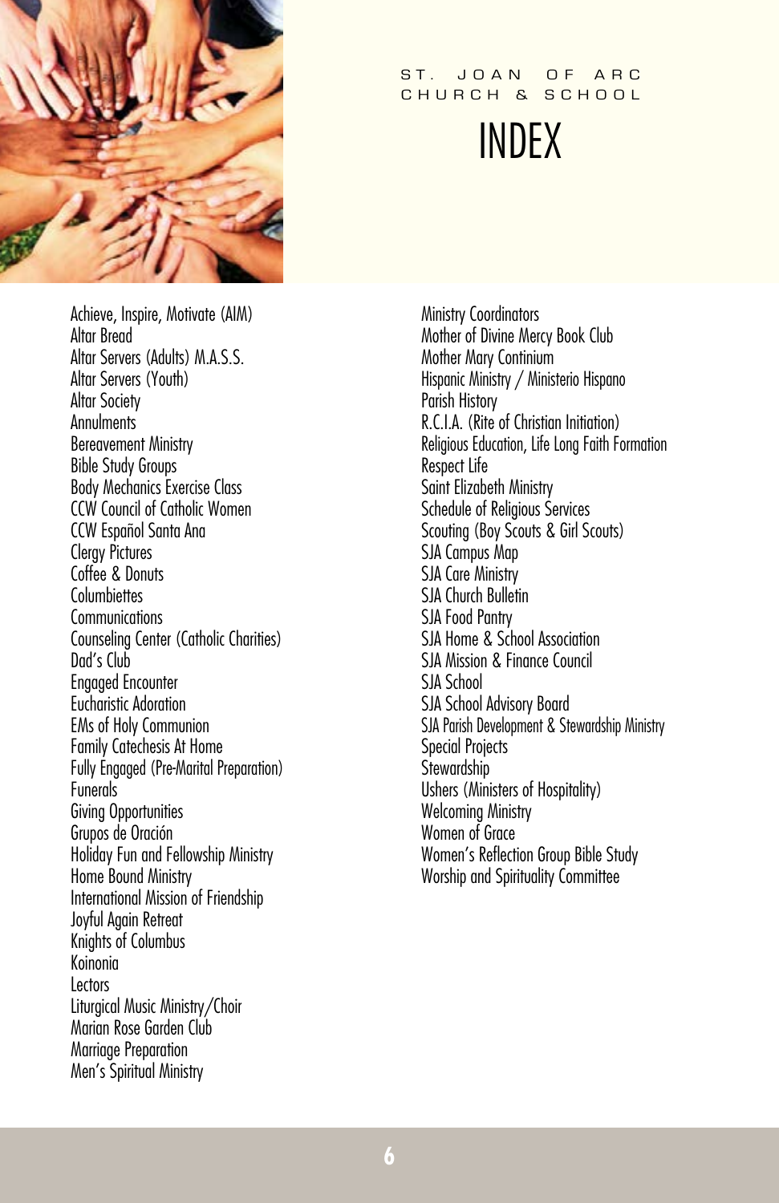ST. JOAN OF ARC CHURCH & SCHOOL

# INDEX

Achieve, Inspire, Motivate (AIM)
Altar Bread
Altar Servers (Adults) M.A.S.S.
Altar Servers (Youth)
Altar Society
Annulments
Bereavement Ministry
Bible Study Groups
Body Mechanics Exercise Class
CCW Council of Catholic Women
CCW Español Santa Ana
Clergy Pictures
Coffee & Donuts
Columbiettes
Communications
Counseling Center (Catholic Charities)
Dad's Club
Engaged Encounter
Eucharistic Adoration
EMs of Holy Communion
Family Catechesis At Home
Fully Engaged (Pre-Marital Preparation)
Funerals
Giving Opportunities
Grupos de Oración
Holiday Fun and Fellowship Ministry
Home Bound Ministry
International Mission of Friendship
Joyful Again Retreat
Knights of Columbus
Koinonia
Lectors
Liturgical Music Ministry/Choir
Marian Rose Garden Club
Marriage Preparation
Men's Spiritual Ministry
Ministry Coordinators
Mother of Divine Mercy Book Club
Mother Mary Continium
Hispanic Ministry / Ministerio Hispano
Parish History
R.C.I.A. (Rite of Christian Initiation)
Religious Education, Life Long Faith Formation
Respect Life
Saint Elizabeth Ministry
Schedule of Religious Services
Scouting (Boy Scouts & Girl Scouts)
SJA Campus Map
SJA Care Ministry
SJA Church Bulletin
SJA Food Pantry
SJA Home & School Association
SJA Mission & Finance Council
SJA School
SJA School Advisory Board
SJA Parish Development & Stewardship Ministry
Special Projects
Stewardship
Ushers (Ministers of Hospitality)
Welcoming Ministry
Women of Grace
Women's Reflection Group Bible Study
Worship and Spirituality Committee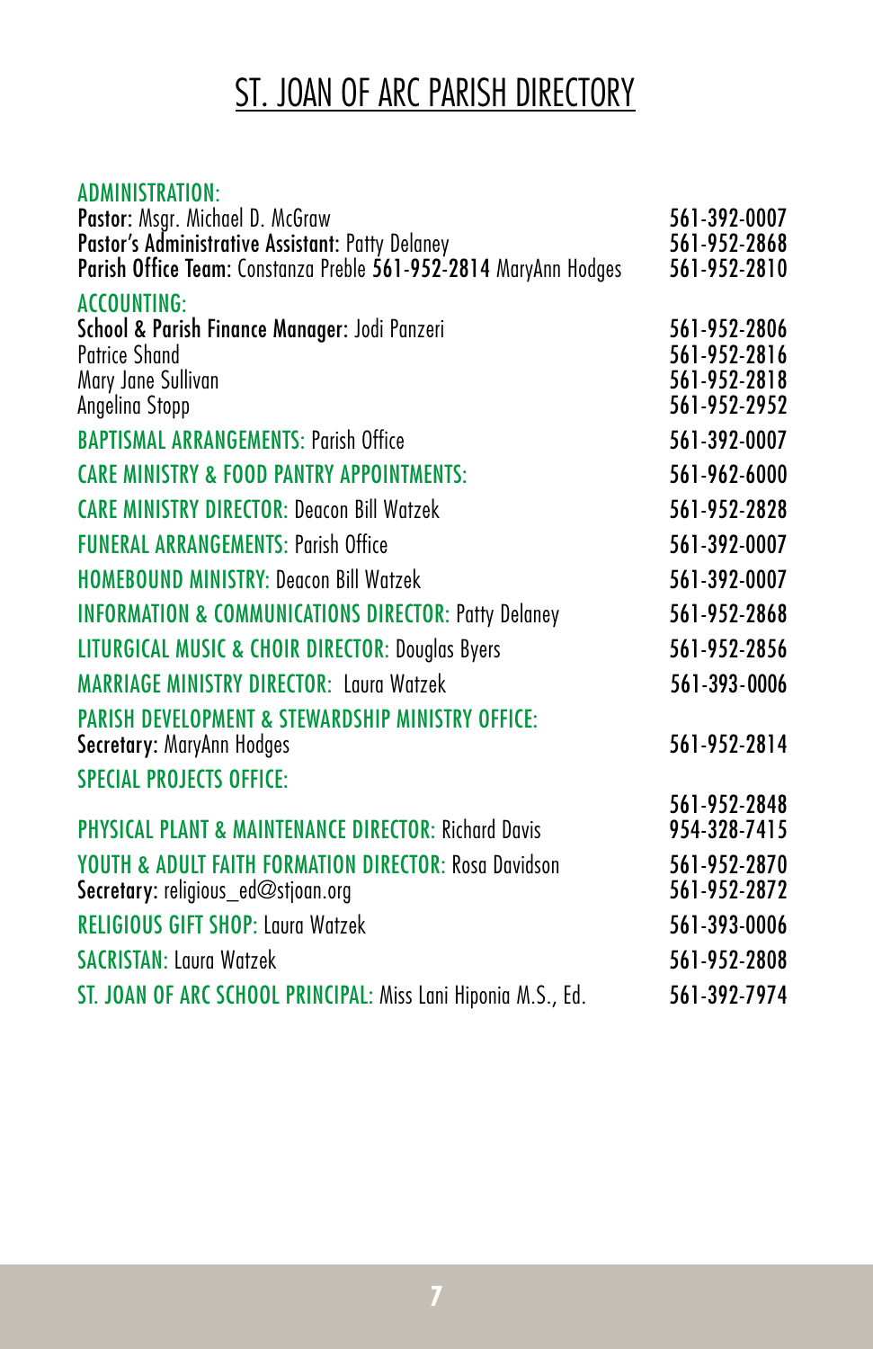# ST. JOAN OF ARC PARISH DIRECTORY

**ADMINISTRATION:**

**Pastor:** Msgr. Michael D. McGraw 561-392-0007

**Pastor's Administrative Assistant:** Patty Delaney 561-952-2868

**Parish Office Team:** Constanza Preble **561-952-2814** MaryAnn Hodges 561-952-2810

**ACCOUNTING:**

**School & Parish Finance Manager:** Jodi Panzeri 561-952-2806

Patrice Shand 561-952-2816

Mary Jane Sullivan 561-952-2818

Angelina Stopp 561-952-2952

**BAPTISMAL ARRANGEMENTS:** Parish Office 561-392-0007

**CARE MINISTRY & FOOD PANTRY APPOINTMENTS:** 561-962-6000

**CARE MINISTRY DIRECTOR:** Deacon Bill Watzek 561-952-2828

**FUNERAL ARRANGEMENTS:** Parish Office 561-392-0007

**HOMEBOUND MINISTRY:** Deacon Bill Watzek 561-392-0007

**INFORMATION & COMMUNICATIONS DIRECTOR:** Patty Delaney 561-952-2868

**LITURGICAL MUSIC & CHOIR DIRECTOR:** Douglas Byers 561-952-2856

**MARRIAGE MINISTRY DIRECTOR:** Laura Watzek 561-393-0006

**PARISH DEVELOPMENT & STEWARDSHIP MINISTRY OFFICE:**

**Secretary:** MaryAnn Hodges 561-952-2814

**SPECIAL PROJECTS OFFICE:** 561-952-2848

**PHYSICAL PLANT & MAINTENANCE DIRECTOR:** Richard Davis 954-328-7415

**YOUTH & ADULT FAITH FORMATION DIRECTOR:** Rosa Davidson 561-952-2870

**Secretary:** religious_ed@stjoan.org 561-952-2872

**RELIGIOUS GIFT SHOP:** Laura Watzek 561-393-0006

**SACRISTAN:** Laura Watzek 561-952-2808

**ST. JOAN OF ARC SCHOOL PRINCIPAL:** Miss Lani Hiponia M.S., Ed. 561-392-7974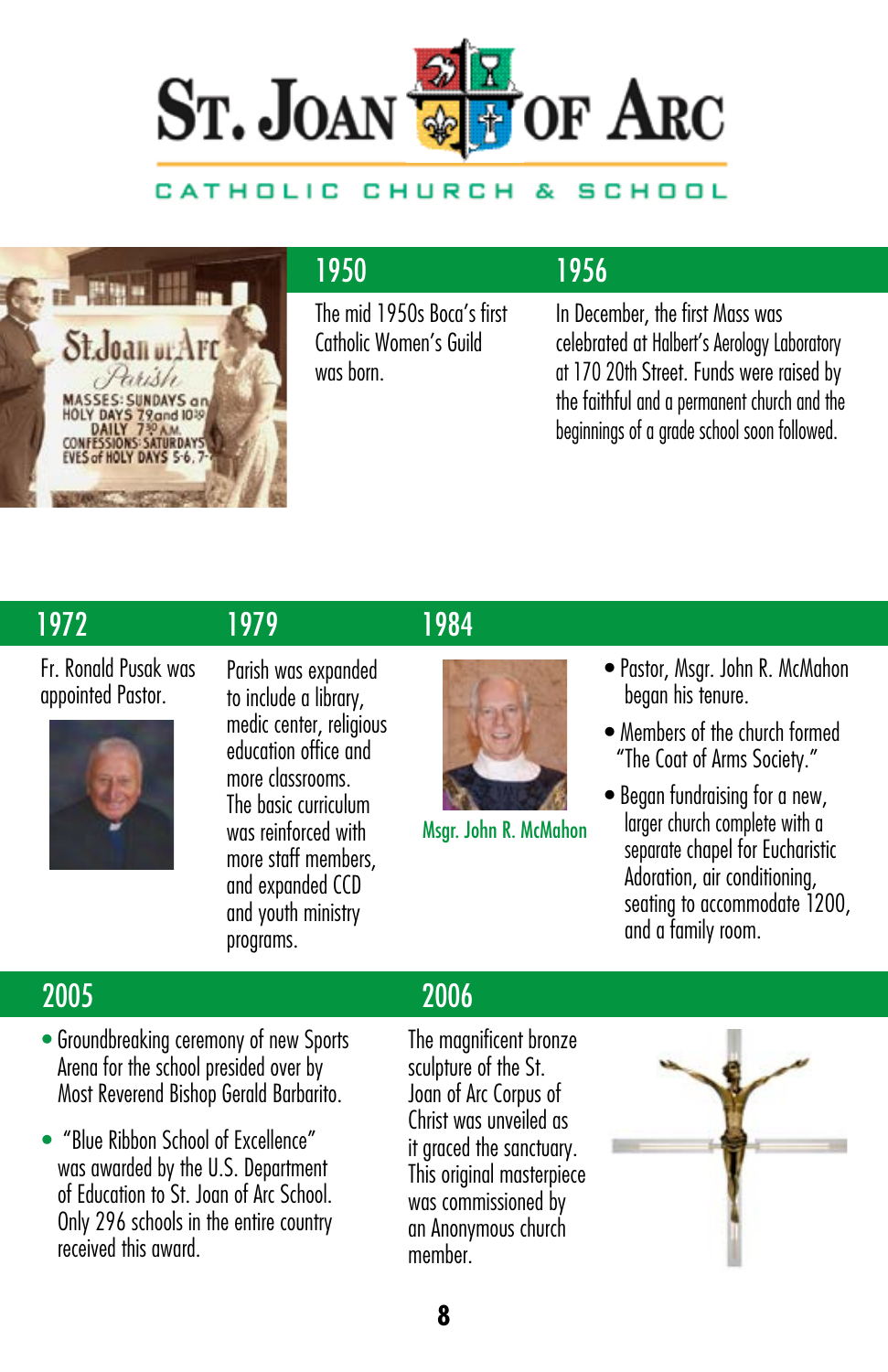# ST. JOAN OF ARC

CATHOLIC CHURCH & SCHOOL

## 1950

The mid 1950s Boca's first Catholic Women's Guild was born.

## 1956

In December, the first Mass was celebrated at Halbert's Aerology Laboratory at 170 20th Street. Funds were raised by the faithful and a permanent church and the beginnings of a grade school soon followed.

## 1972

Fr. Ronald Pusak was appointed Pastor.

## 1979

Parish was expanded to include a library, medic center, religious education office and more classrooms. The basic curriculum was reinforced with more staff members, and expanded CCD and youth ministry programs.

## 1984

Msgr. John R. McMahon

- Pastor, Msgr. John R. McMahon began his tenure.
- Members of the church formed "The Coat of Arms Society."
- Began fundraising for a new, larger church complete with a separate chapel for Eucharistic Adoration, air conditioning, seating to accommodate 1200, and a family room.

## 2005

- Groundbreaking ceremony of new Sports Arena for the school presided over by Most Reverend Bishop Gerald Barbarito.
- "Blue Ribbon School of Excellence" was awarded by the U.S. Department of Education to St. Joan of Arc School. Only 296 schools in the entire country received this award.

## 2006

The magnificent bronze sculpture of the St. Joan of Arc Corpus of Christ was unveiled as it graced the sanctuary. This original masterpiece was commissioned by an Anonymous church member.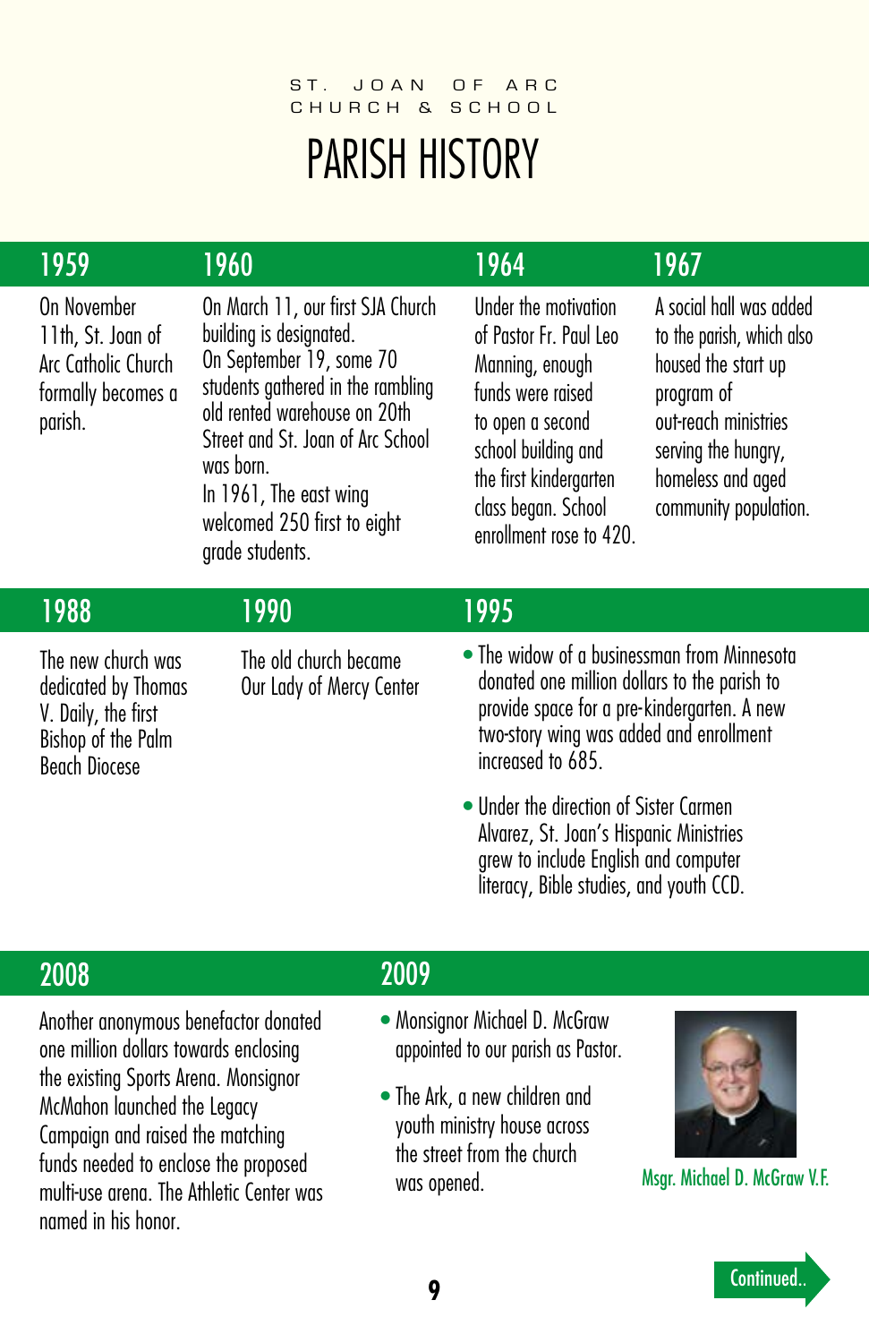ST. JOAN OF ARC CHURCH & SCHOOL

# PARISH HISTORY

## 1959

On November 11th, St. Joan of Arc Catholic Church formally becomes a parish.

## 1960

On March 11, our first SJA Church building is designated.

On September 19, some 70 students gathered in the rambling old rented warehouse on 20th Street and St. Joan of Arc School was born.

In 1961, The east wing welcomed 250 first to eight grade students.

## 1964

Under the motivation of Pastor Fr. Paul Leo Manning, enough funds were raised to open a second school building and the first kindergarten class began. School enrollment rose to 420.

## 1967

A social hall was added to the parish, which also housed the start up program of out-reach ministries serving the hungry, homeless and aged community population.

## 1988

The new church was dedicated by Thomas V. Daily, the first Bishop of the Palm Beach Diocese

## 1990

The old church became Our Lady of Mercy Center

## 1995

- The widow of a businessman from Minnesota donated one million dollars to the parish to provide space for a pre-kindergarten. A new two-story wing was added and enrollment increased to 685.
- Under the direction of Sister Carmen Alvarez, St. Joan's Hispanic Ministries grew to include English and computer literacy, Bible studies, and youth CCD.

## 2008

Another anonymous benefactor donated one million dollars towards enclosing the existing Sports Arena. Monsignor McMahon launched the Legacy Campaign and raised the matching funds needed to enclose the proposed multi-use arena. The Athletic Center was named in his honor.

## 2009

- Monsignor Michael D. McGraw appointed to our parish as Pastor.
- The Ark, a new children and youth ministry house across the street from the church was opened.

Msgr. Michael D. McGraw V.F.

Continued..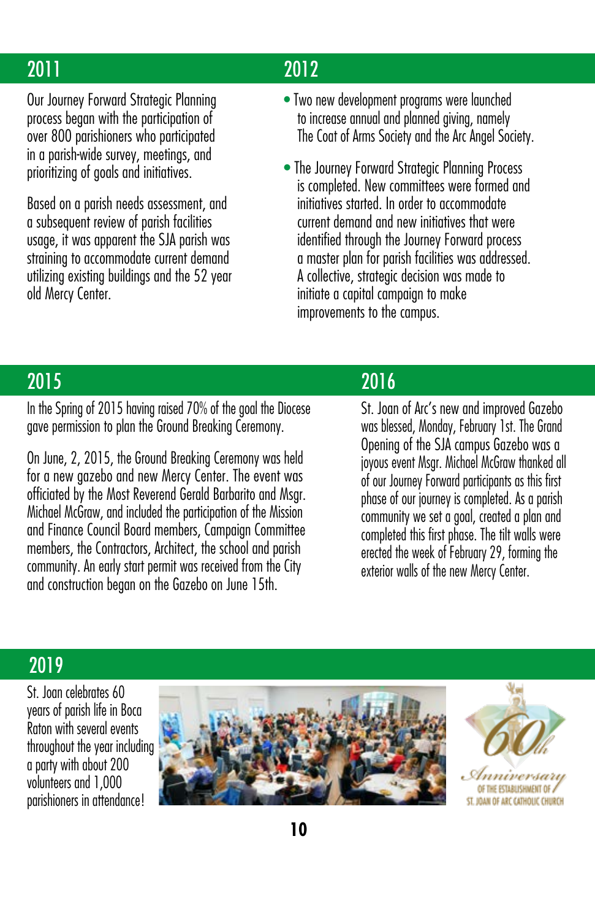## 2011

Our Journey Forward Strategic Planning process began with the participation of over 800 parishioners who participated in a parish-wide survey, meetings, and prioritizing of goals and initiatives.

Based on a parish needs assessment, and a subsequent review of parish facilities usage, it was apparent the SJA parish was straining to accommodate current demand utilizing existing buildings and the 52 year old Mercy Center.

## 2012

- Two new development programs were launched to increase annual and planned giving, namely The Coat of Arms Society and the Arc Angel Society.
- The Journey Forward Strategic Planning Process is completed. New committees were formed and initiatives started. In order to accommodate current demand and new initiatives that were identified through the Journey Forward process a master plan for parish facilities was addressed. A collective, strategic decision was made to initiate a capital campaign to make improvements to the campus.

## 2015

In the Spring of 2015 having raised 70% of the goal the Diocese gave permission to plan the Ground Breaking Ceremony.

On June, 2, 2015, the Ground Breaking Ceremony was held for a new gazebo and new Mercy Center. The event was officiated by the Most Reverend Gerald Barbarito and Msgr. Michael McGraw, and included the participation of the Mission and Finance Council Board members, Campaign Committee members, the Contractors, Architect, the school and parish community. An early start permit was received from the City and construction began on the Gazebo on June 15th.

## 2016

St. Joan of Arc's new and improved Gazebo was blessed, Monday, February 1st. The Grand Opening of the SJA campus Gazebo was a joyous event Msgr. Michael McGraw thanked all of our Journey Forward participants as this first phase of our journey is completed. As a parish community we set a goal, created a plan and completed this first phase. The tilt walls were erected the week of February 29, forming the exterior walls of the new Mercy Center.

## 2019

St. Joan celebrates 60 years of parish life in Boca Raton with several events throughout the year including a party with about 200 volunteers and 1,000 parishioners in attendance!

60th Anniversary OF THE ESTABLISHMENT OF ST. JOAN OF ARC CATHOLIC CHURCH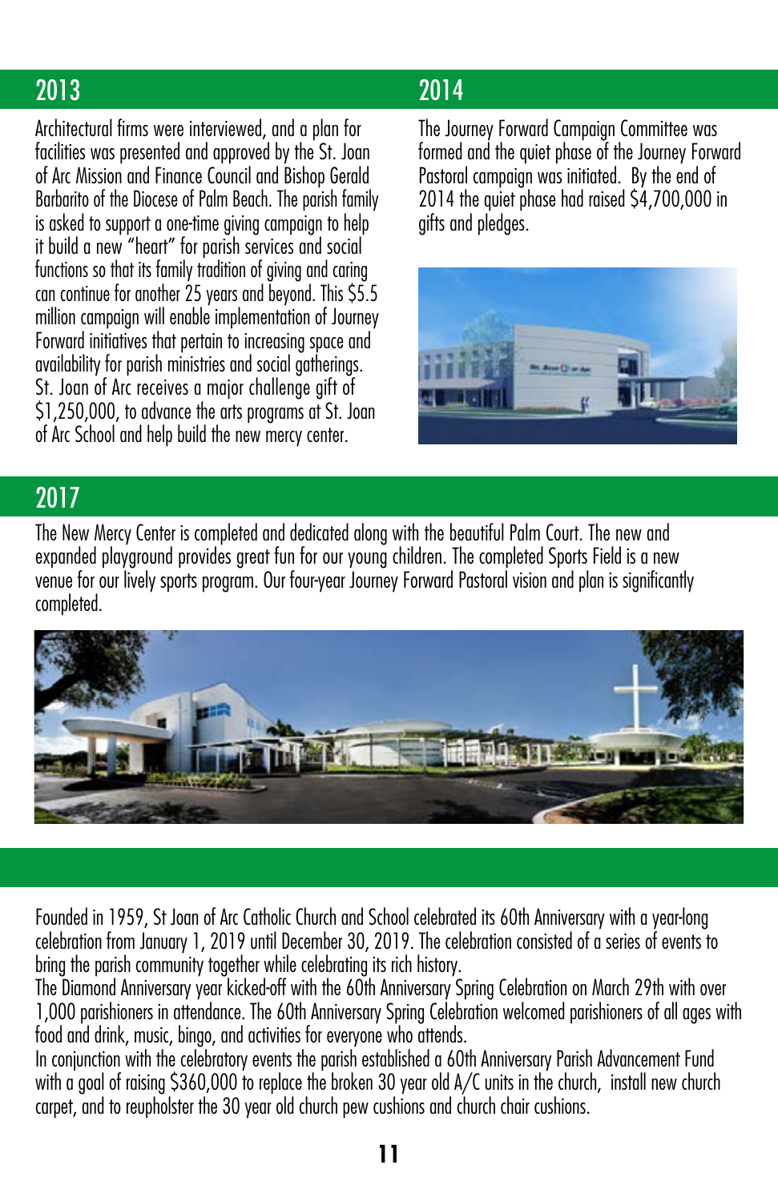## 2013

Architectural firms were interviewed, and a plan for facilities was presented and approved by the St. Joan of Arc Mission and Finance Council and Bishop Gerald Barbarito of the Diocese of Palm Beach. The parish family is asked to support a one-time giving campaign to help it build a new "heart" for parish services and social functions so that its family tradition of giving and caring can continue for another 25 years and beyond. This $5.5 million campaign will enable implementation of Journey Forward initiatives that pertain to increasing space and availability for parish ministries and social gatherings. St. Joan of Arc receives a major challenge gift of $1,250,000, to advance the arts programs at St. Joan of Arc School and help build the new mercy center.

## 2014

The Journey Forward Campaign Committee was formed and the quiet phase of the Journey Forward Pastoral campaign was initiated. By the end of 2014 the quiet phase had raised $4,700,000 in gifts and pledges.

## 2017

The New Mercy Center is completed and dedicated along with the beautiful Palm Court. The new and expanded playground provides great fun for our young children. The completed Sports Field is a new venue for our lively sports program. Our four-year Journey Forward Pastoral vision and plan is significantly completed.

Founded in 1959, St Joan of Arc Catholic Church and School celebrated its 60th Anniversary with a year-long celebration from January 1, 2019 until December 30, 2019. The celebration consisted of a series of events to bring the parish community together while celebrating its rich history.

The Diamond Anniversary year kicked-off with the 60th Anniversary Spring Celebration on March 29th with over 1,000 parishioners in attendance. The 60th Anniversary Spring Celebration welcomed parishioners of all ages with food and drink, music, bingo, and activities for everyone who attends.

In conjunction with the celebratory events the parish established a 60th Anniversary Parish Advancement Fund with a goal of raising $360,000 to replace the broken 30 year old A/C units in the church, install new church carpet, and to reupholster the 30 year old church pew cushions and church chair cushions.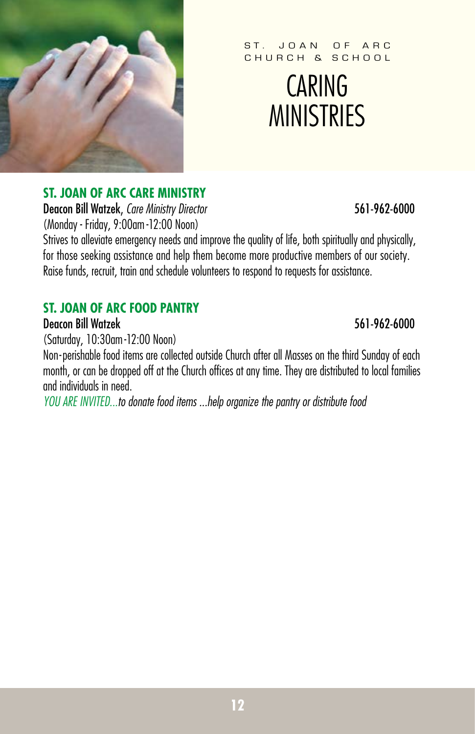ST. JOAN OF ARC CHURCH & SCHOOL

# CARING MINISTRIES

## ST. JOAN OF ARC CARE MINISTRY

Deacon Bill Watzek, *Care Ministry Director* 561-962-6000
(Monday - Friday, 9:00am-12:00 Noon)

Strives to alleviate emergency needs and improve the quality of life, both spiritually and physically, for those seeking assistance and help them become more productive members of our society. Raise funds, recruit, train and schedule volunteers to respond to requests for assistance.

## ST. JOAN OF ARC FOOD PANTRY

Deacon Bill Watzek 561-962-6000
(Saturday, 10:30am-12:00 Noon)

Non-perishable food items are collected outside Church after all Masses on the third Sunday of each month, or can be dropped off at the Church offices at any time. They are distributed to local families and individuals in need.

*YOU ARE INVITED...to donate food items ...help organize the pantry or distribute food*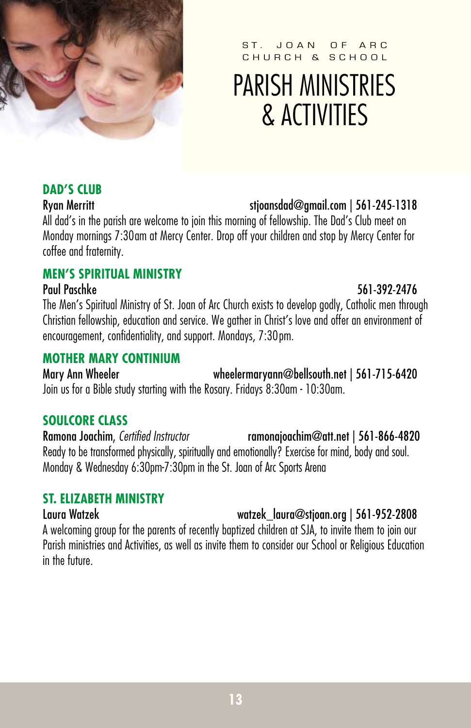ST. JOAN OF ARC
CHURCH & SCHOOL

# PARISH MINISTRIES & ACTIVITIES

## DAD'S CLUB

Ryan Merritt stjoansdad@gmail.com | 561-245-1318

All dad's in the parish are welcome to join this morning of fellowship. The Dad's Club meet on Monday mornings 7:30am at Mercy Center. Drop off your children and stop by Mercy Center for coffee and fraternity.

## MEN'S SPIRITUAL MINISTRY

Paul Paschke 561-392-2476

The Men's Spiritual Ministry of St. Joan of Arc Church exists to develop godly, Catholic men through Christian fellowship, education and service. We gather in Christ's love and offer an environment of encouragement, confidentiality, and support. Mondays, 7:30pm.

## MOTHER MARY CONTINIUM

Mary Ann Wheeler wheelermaryann@bellsouth.net | 561-715-6420

Join us for a Bible study starting with the Rosary. Fridays 8:30am - 10:30am.

## SOULCORE CLASS

Ramona Joachim, *Certified Instructor* ramonajoachim@att.net | 561-866-4820

Ready to be transformed physically, spiritually and emotionally? Exercise for mind, body and soul. Monday & Wednesday 6:30pm-7:30pm in the St. Joan of Arc Sports Arena

## ST. ELIZABETH MINISTRY

Laura Watzek watzek_laura@stjoan.org | 561-952-2808

A welcoming group for the parents of recently baptized children at SJA, to invite them to join our Parish ministries and Activities, as well as invite them to consider our School or Religious Education in the future.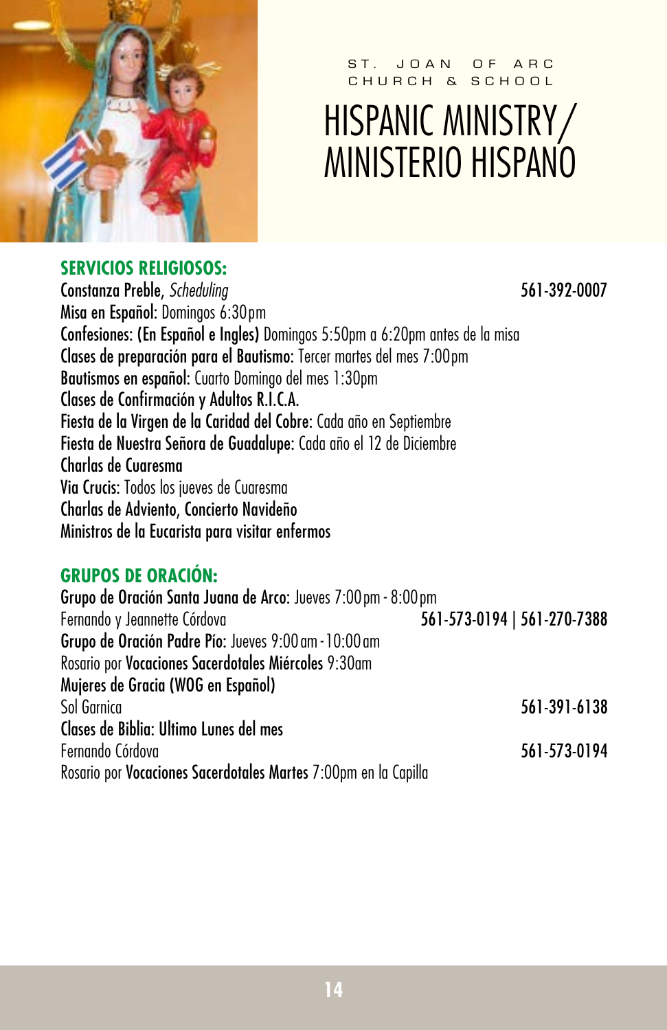ST. JOAN OF ARC CHURCH & SCHOOL

# HISPANIC MINISTRY/ MINISTERIO HISPANO

## SERVICIOS RELIGIOSOS:

**Constanza Preble**, *Scheduling* 561-392-0007

**Misa en Español:** Domingos 6:30pm

**Confesiones: (En Español e Ingles)** Domingos 5:50pm a 6:20pm antes de la misa

**Clases de preparación para el Bautismo:** Tercer martes del mes 7:00pm

**Bautismos en español:** Cuarto Domingo del mes 1:30pm

**Clases de Confirmación y Adultos R.I.C.A.**

**Fiesta de la Virgen de la Caridad del Cobre:** Cada año en Septiembre

**Fiesta de Nuestra Señora de Guadalupe:** Cada año el 12 de Diciembre

**Charlas de Cuaresma**

**Via Crucis:** Todos los jueves de Cuaresma

**Charlas de Adviento, Concierto Navideño**

**Ministros de la Eucarista para visitar enfermos**

## GRUPOS DE ORACIÓN:

**Grupo de Oración Santa Juana de Arco:** Jueves 7:00pm - 8:00pm
Fernando y Jeannette Córdova 561-573-0194 | 561-270-7388

**Grupo de Oración Padre Pío:** Jueves 9:00am - 10:00am

Rosario por **Vocaciones Sacerdotales Miércoles** 9:30am

**Mujeres de Gracia (WOG en Español)**
Sol Garnica 561-391-6138

**Clases de Biblia: Ultimo Lunes del mes**
Fernando Córdova 561-573-0194

Rosario por **Vocaciones Sacerdotales Martes** 7:00pm en la Capilla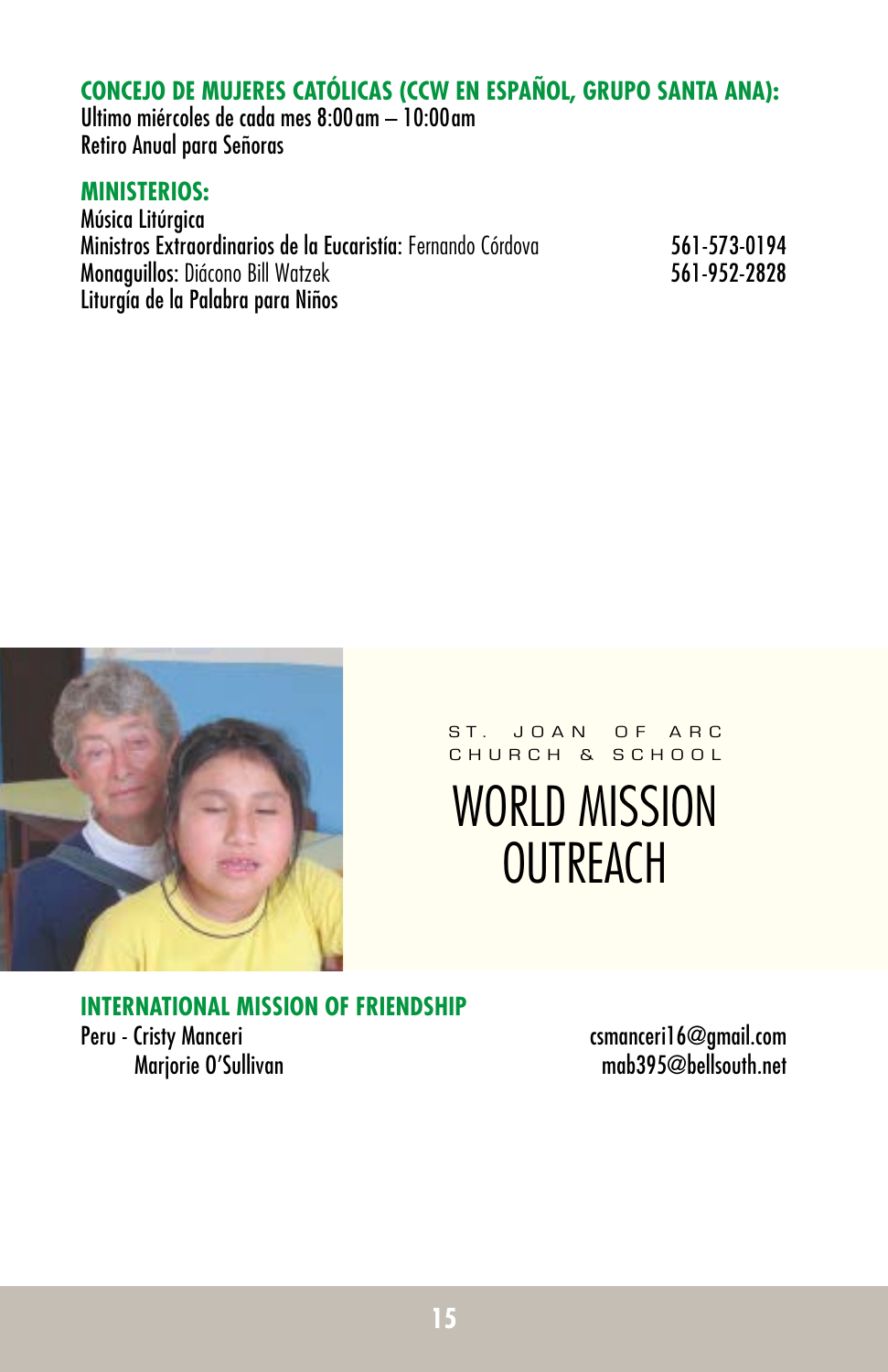## CONCEJO DE MUJERES CATÓLICAS (CCW EN ESPAÑOL, GRUPO SANTA ANA):

Ultimo miércoles de cada mes 8:00 am – 10:00 am
Retiro Anual para Señoras

## MINISTERIOS:

Música Litúrgica
**Ministros Extraordinarios de la Eucaristía:** Fernando Córdova 561-573-0194
**Monaguillos:** Diácono Bill Watzek 561-952-2828
Liturgía de la Palabra para Niños

ST. JOAN OF ARC CHURCH & SCHOOL

# WORLD MISSION OUTREACH

## INTERNATIONAL MISSION OF FRIENDSHIP

Peru - Cristy Manceri csmanceri16@gmail.com
Marjorie O'Sullivan mab395@bellsouth.net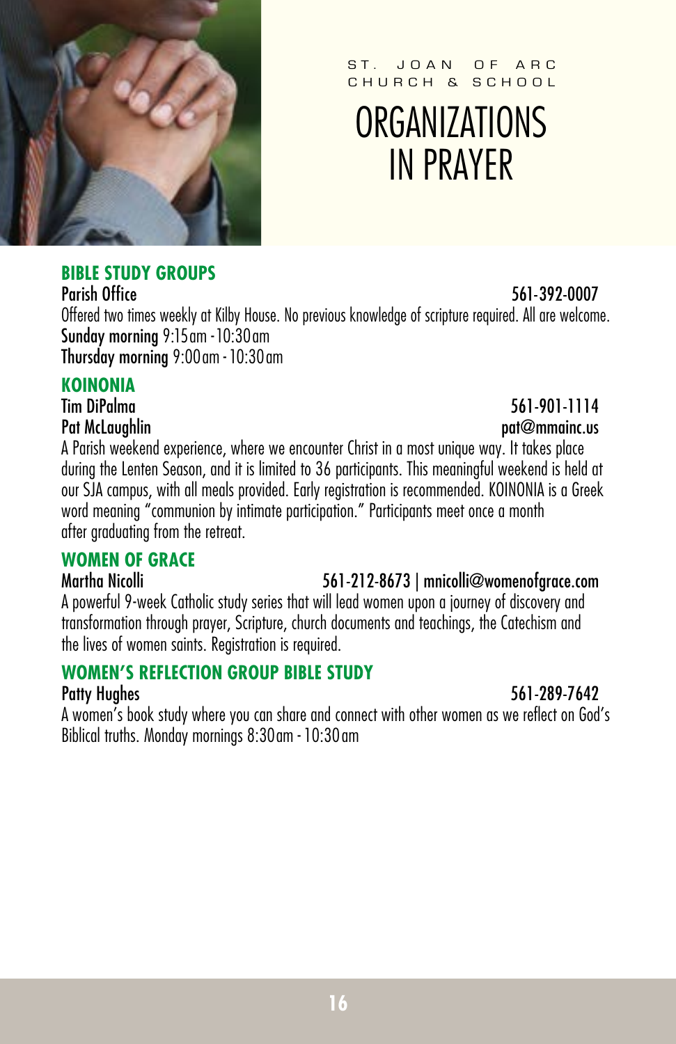ST. JOAN OF ARC CHURCH & SCHOOL

# ORGANIZATIONS IN PRAYER

## BIBLE STUDY GROUPS

Parish Office 561-392-0007

Offered two times weekly at Kilby House. No previous knowledge of scripture required. All are welcome.

**Sunday morning** 9:15 am - 10:30 am
**Thursday morning** 9:00 am - 10:30 am

## KOINONIA

Tim DiPalma 561-901-1114
Pat McLaughlin pat@mmainc.us

A Parish weekend experience, where we encounter Christ in a most unique way. It takes place during the Lenten Season, and it is limited to 36 participants. This meaningful weekend is held at our SJA campus, with all meals provided. Early registration is recommended. KOINONIA is a Greek word meaning "communion by intimate participation." Participants meet once a month after graduating from the retreat.

## WOMEN OF GRACE

Martha Nicolli 561-212-8673 | mnicolli@womenofgrace.com

A powerful 9-week Catholic study series that will lead women upon a journey of discovery and transformation through prayer, Scripture, church documents and teachings, the Catechism and the lives of women saints. Registration is required.

## WOMEN'S REFLECTION GROUP BIBLE STUDY

Patty Hughes 561-289-7642

A women's book study where you can share and connect with other women as we reflect on God's Biblical truths. Monday mornings 8:30 am - 10:30 am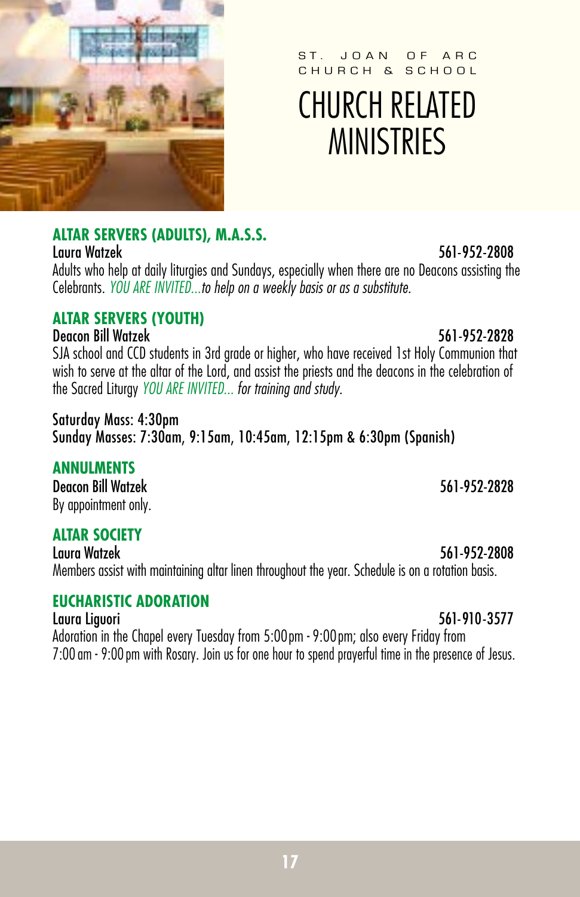ST. JOAN OF ARC CHURCH & SCHOOL

# CHURCH RELATED MINISTRIES

## ALTAR SERVERS (ADULTS), M.A.S.S.

Laura Watzek 561-952-2808

Adults who help at daily liturgies and Sundays, especially when there are no Deacons assisting the Celebrants. *YOU ARE INVITED...to help on a weekly basis or as a substitute.*

## ALTAR SERVERS (YOUTH)

Deacon Bill Watzek 561-952-2828

SJA school and CCD students in 3rd grade or higher, who have received 1st Holy Communion that wish to serve at the altar of the Lord, and assist the priests and the deacons in the celebration of the Sacred Liturgy *YOU ARE INVITED... for training and study.*

Saturday Mass: 4:30pm
Sunday Masses: 7:30am, 9:15am, 10:45am, 12:15pm & 6:30pm (Spanish)

## ANNULMENTS

Deacon Bill Watzek 561-952-2828

By appointment only.

## ALTAR SOCIETY

Laura Watzek 561-952-2808

Members assist with maintaining altar linen throughout the year. Schedule is on a rotation basis.

## EUCHARISTIC ADORATION

Laura Liguori 561-910-3577

Adoration in the Chapel every Tuesday from 5:00pm - 9:00pm; also every Friday from 7:00 am - 9:00 pm with Rosary. Join us for one hour to spend prayerful time in the presence of Jesus.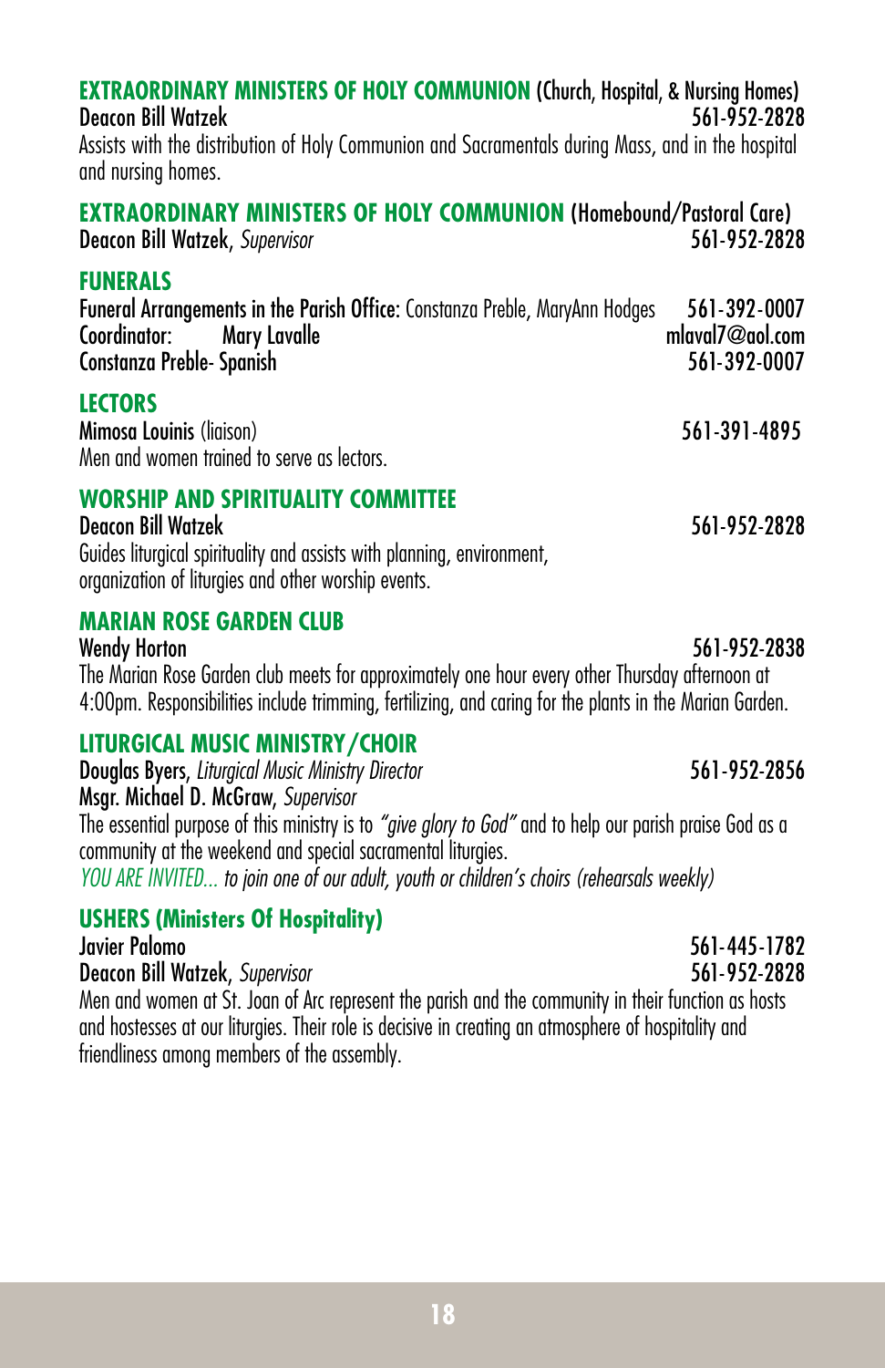## EXTRAORDINARY MINISTERS OF HOLY COMMUNION (Church, Hospital, & Nursing Homes)

**Deacon Bill Watzek** 561-952-2828

Assists with the distribution of Holy Communion and Sacramentals during Mass, and in the hospital and nursing homes.

## EXTRAORDINARY MINISTERS OF HOLY COMMUNION (Homebound/Pastoral Care)

**Deacon Bill Watzek**, *Supervisor* 561-952-2828

## FUNERALS

**Funeral Arrangements in the Parish Office:** Constanza Preble, MaryAnn Hodges 561-392-0007

**Coordinator: Mary Lavalle** mlaval7@aol.com

**Constanza Preble- Spanish** 561-392-0007

## LECTORS

**Mimosa Louinis** (liaison) 561-391-4895

Men and women trained to serve as lectors.

## WORSHIP AND SPIRITUALITY COMMITTEE

**Deacon Bill Watzek** 561-952-2828

Guides liturgical spirituality and assists with planning, environment, organization of liturgies and other worship events.

## MARIAN ROSE GARDEN CLUB

**Wendy Horton** 561-952-2838

The Marian Rose Garden club meets for approximately one hour every other Thursday afternoon at 4:00pm. Responsibilities include trimming, fertilizing, and caring for the plants in the Marian Garden.

## LITURGICAL MUSIC MINISTRY/CHOIR

**Douglas Byers**, *Liturgical Music Ministry Director* 561-952-2856

**Msgr. Michael D. McGraw**, *Supervisor*

The essential purpose of this ministry is to *"give glory to God"* and to help our parish praise God as a community at the weekend and special sacramental liturgies.

*YOU ARE INVITED... to join one of our adult, youth or children's choirs (rehearsals weekly)*

## USHERS (Ministers Of Hospitality)

**Javier Palomo** 561-445-1782

**Deacon Bill Watzek**, *Supervisor* 561-952-2828

Men and women at St. Joan of Arc represent the parish and the community in their function as hosts and hostesses at our liturgies. Their role is decisive in creating an atmosphere of hospitality and friendliness among members of the assembly.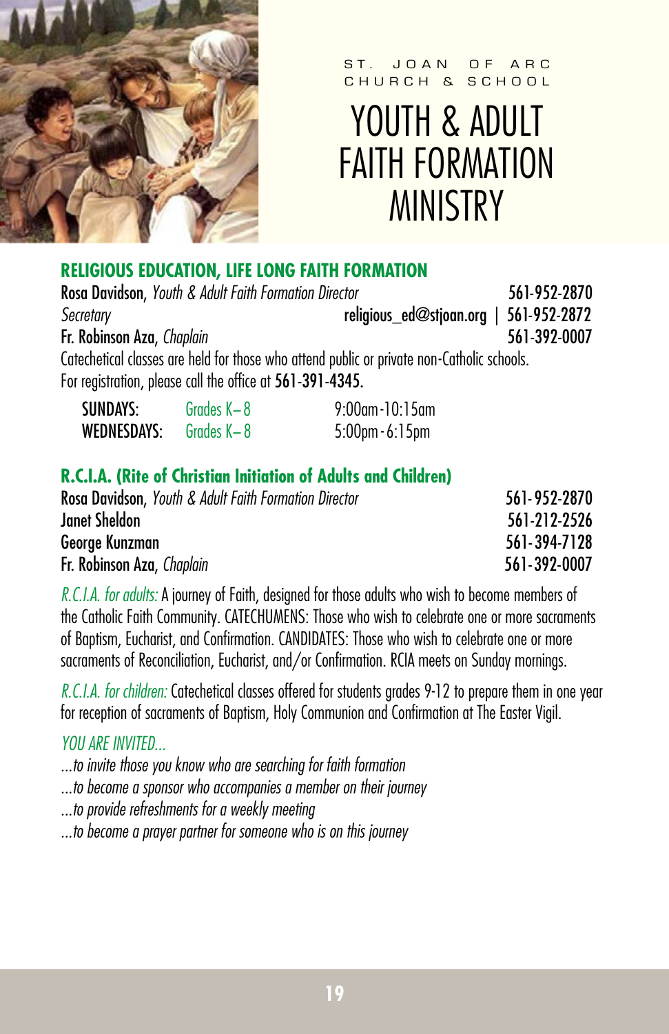ST. JOAN OF ARC CHURCH & SCHOOL

# YOUTH & ADULT FAITH FORMATION MINISTRY

## RELIGIOUS EDUCATION, LIFE LONG FAITH FORMATION

**Rosa Davidson**, *Youth & Adult Faith Formation Director* 561-952-2870
*Secretary* religious_ed@stjoan.org | 561-952-2872
**Fr. Robinson Aza**, *Chaplain* 561-392-0007

Catechetical classes are held for those who attend public or private non-Catholic schools.
For registration, please call the office at **561-391-4345**.

| | | |
|---|---|---|
| **SUNDAYS:** | Grades K–8 | 9:00am-10:15am |
| **WEDNESDAYS:** | Grades K–8 | 5:00pm-6:15pm |

## R.C.I.A. (Rite of Christian Initiation of Adults and Children)

**Rosa Davidson**, *Youth & Adult Faith Formation Director* 561-952-2870
**Janet Sheldon** 561-212-2526
**George Kunzman** 561-394-7128
**Fr. Robinson Aza**, *Chaplain* 561-392-0007

*R.C.I.A. for adults:* A journey of Faith, designed for those adults who wish to become members of the Catholic Faith Community. CATECHUMENS: Those who wish to celebrate one or more sacraments of Baptism, Eucharist, and Confirmation. CANDIDATES: Those who wish to celebrate one or more sacraments of Reconciliation, Eucharist, and/or Confirmation. RCIA meets on Sunday mornings.

*R.C.I.A. for children:* Catechetical classes offered for students grades 9-12 to prepare them in one year for reception of sacraments of Baptism, Holy Communion and Confirmation at The Easter Vigil.

*YOU ARE INVITED...*

*...to invite those you know who are searching for faith formation*
*...to become a sponsor who accompanies a member on their journey*
*...to provide refreshments for a weekly meeting*
*...to become a prayer partner for someone who is on this journey*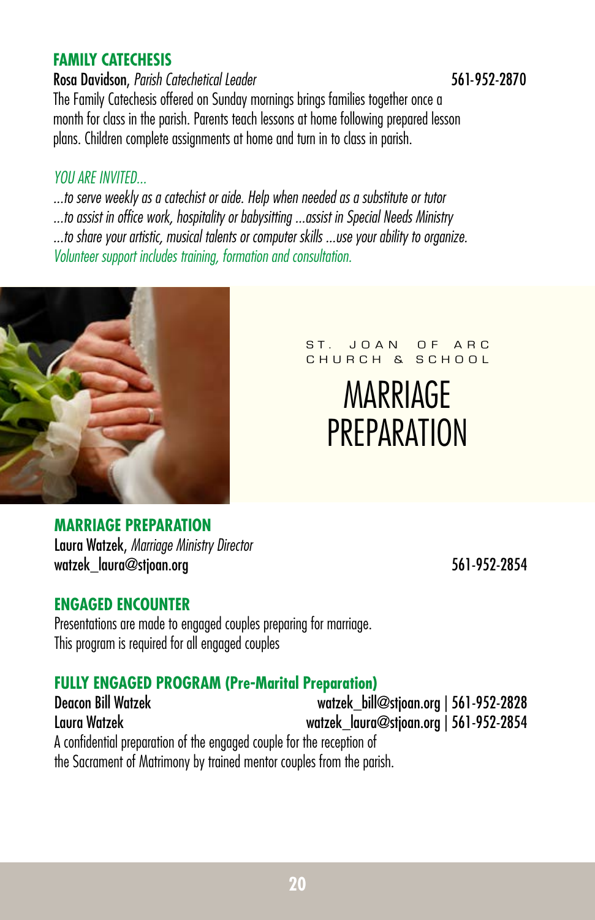## FAMILY CATECHESIS

Rosa Davidson, *Parish Catechetical Leader* 561-952-2870

The Family Catechesis offered on Sunday mornings brings families together once a month for class in the parish. Parents teach lessons at home following prepared lesson plans. Children complete assignments at home and turn in to class in parish.

*YOU ARE INVITED...*

*...to serve weekly as a catechist or aide. Help when needed as a substitute or tutor*
*...to assist in office work, hospitality or babysitting ...assist in Special Needs Ministry*
*...to share your artistic, musical talents or computer skills ...use your ability to organize.*
*Volunteer support includes training, formation and consultation.*

ST. JOAN OF ARC CHURCH & SCHOOL

# MARRIAGE PREPARATION

## MARRIAGE PREPARATION

Laura Watzek, *Marriage Ministry Director*
watzek_laura@stjoan.org 561-952-2854

## ENGAGED ENCOUNTER

Presentations are made to engaged couples preparing for marriage.
This program is required for all engaged couples

## FULLY ENGAGED PROGRAM (Pre-Marital Preparation)

Deacon Bill Watzek watzek_bill@stjoan.org | 561-952-2828
Laura Watzek watzek_laura@stjoan.org | 561-952-2854

A confidential preparation of the engaged couple for the reception of the Sacrament of Matrimony by trained mentor couples from the parish.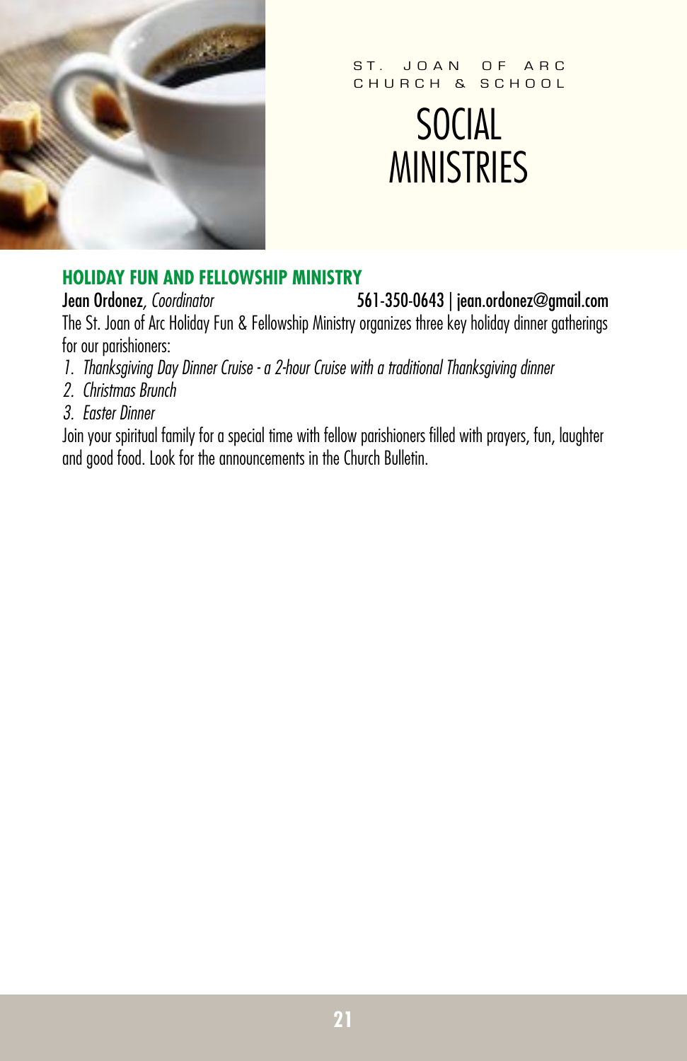ST. JOAN OF ARC CHURCH & SCHOOL

# SOCIAL MINISTRIES

## HOLIDAY FUN AND FELLOWSHIP MINISTRY

**Jean Ordonez**, *Coordinator* 561-350-0643 | jean.ordonez@gmail.com

The St. Joan of Arc Holiday Fun & Fellowship Ministry organizes three key holiday dinner gatherings for our parishioners:

1. *Thanksgiving Day Dinner Cruise - a 2-hour Cruise with a traditional Thanksgiving dinner*
2. *Christmas Brunch*
3. *Easter Dinner*

Join your spiritual family for a special time with fellow parishioners filled with prayers, fun, laughter and good food. Look for the announcements in the Church Bulletin.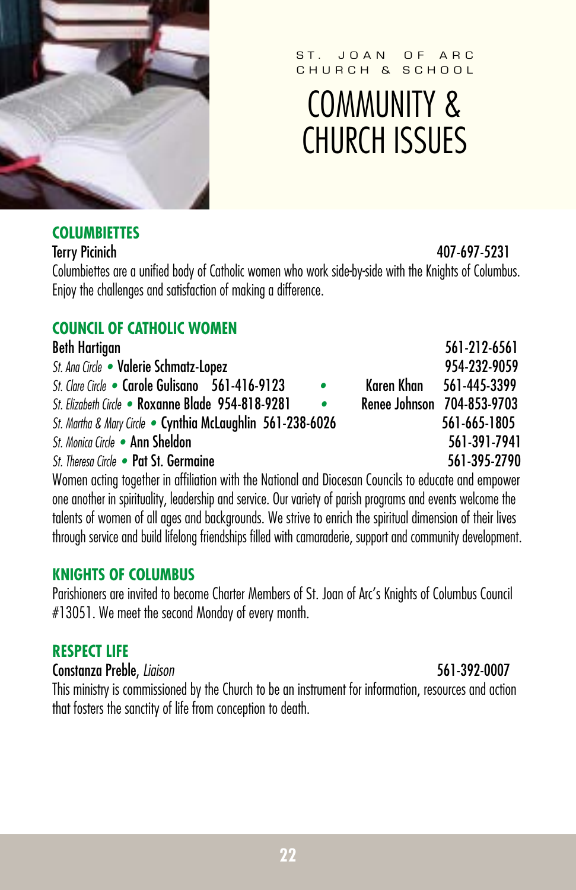ST. JOAN OF ARC CHURCH & SCHOOL

# COMMUNITY & CHURCH ISSUES

## COLUMBIETTES

Terry Picinich 407-697-5231

Columbiettes are a unified body of Catholic women who work side-by-side with the Knights of Columbus. Enjoy the challenges and satisfaction of making a difference.

## COUNCIL OF CATHOLIC WOMEN

Beth Hartigan 561-212-6561

*St. Ana Circle* • Valerie Schmatz-Lopez 954-232-9059

*St. Clare Circle* • Carole Gulisano 561-416-9123 • Karen Khan 561-445-3399

*St. Elizabeth Circle* • Roxanne Blade 954-818-9281 • Renee Johnson 704-853-9703

*St. Martha & Mary Circle* • Cynthia McLaughlin 561-238-6026 561-665-1805

*St. Monica Circle* • Ann Sheldon 561-391-7941

*St. Theresa Circle* • Pat St. Germaine 561-395-2790

Women acting together in affiliation with the National and Diocesan Councils to educate and empower one another in spirituality, leadership and service. Our variety of parish programs and events welcome the talents of women of all ages and backgrounds. We strive to enrich the spiritual dimension of their lives through service and build lifelong friendships filled with camaraderie, support and community development.

## KNIGHTS OF COLUMBUS

Parishioners are invited to become Charter Members of St. Joan of Arc's Knights of Columbus Council #13051. We meet the second Monday of every month.

## RESPECT LIFE

Constanza Preble, *Liaison* 561-392-0007

This ministry is commissioned by the Church to be an instrument for information, resources and action that fosters the sanctity of life from conception to death.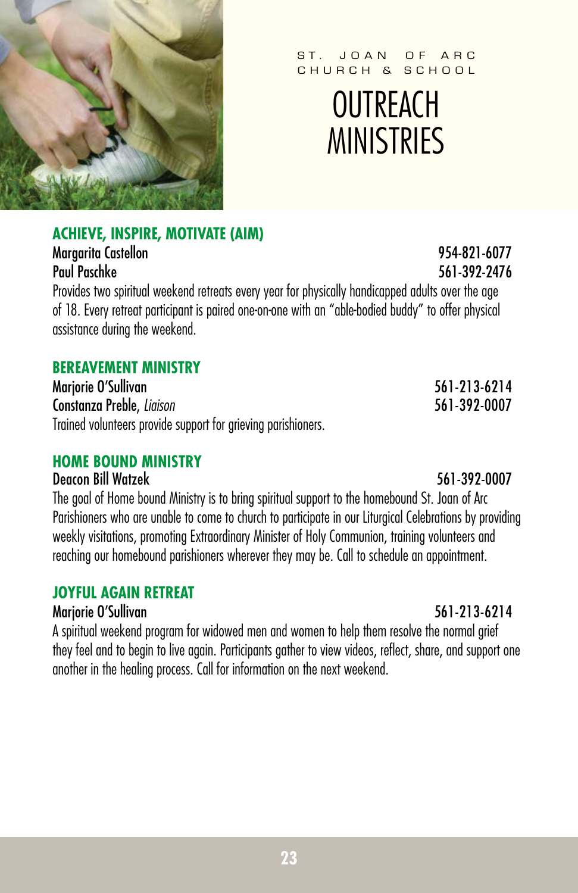ST. JOAN OF ARC CHURCH & SCHOOL

# OUTREACH MINISTRIES

## ACHIEVE, INSPIRE, MOTIVATE (AIM)

Margarita Castellon 954-821-6077
Paul Paschke 561-392-2476

Provides two spiritual weekend retreats every year for physically handicapped adults over the age of 18. Every retreat participant is paired one-on-one with an "able-bodied buddy" to offer physical assistance during the weekend.

## BEREAVEMENT MINISTRY

Marjorie O'Sullivan 561-213-6214
Constanza Preble, *Liaison* 561-392-0007

Trained volunteers provide support for grieving parishioners.

## HOME BOUND MINISTRY

Deacon Bill Watzek 561-392-0007

The goal of Home bound Ministry is to bring spiritual support to the homebound St. Joan of Arc Parishioners who are unable to come to church to participate in our Liturgical Celebrations by providing weekly visitations, promoting Extraordinary Minister of Holy Communion, training volunteers and reaching our homebound parishioners wherever they may be. Call to schedule an appointment.

## JOYFUL AGAIN RETREAT

Marjorie O'Sullivan 561-213-6214

A spiritual weekend program for widowed men and women to help them resolve the normal grief they feel and to begin to live again. Participants gather to view videos, reflect, share, and support one another in the healing process. Call for information on the next weekend.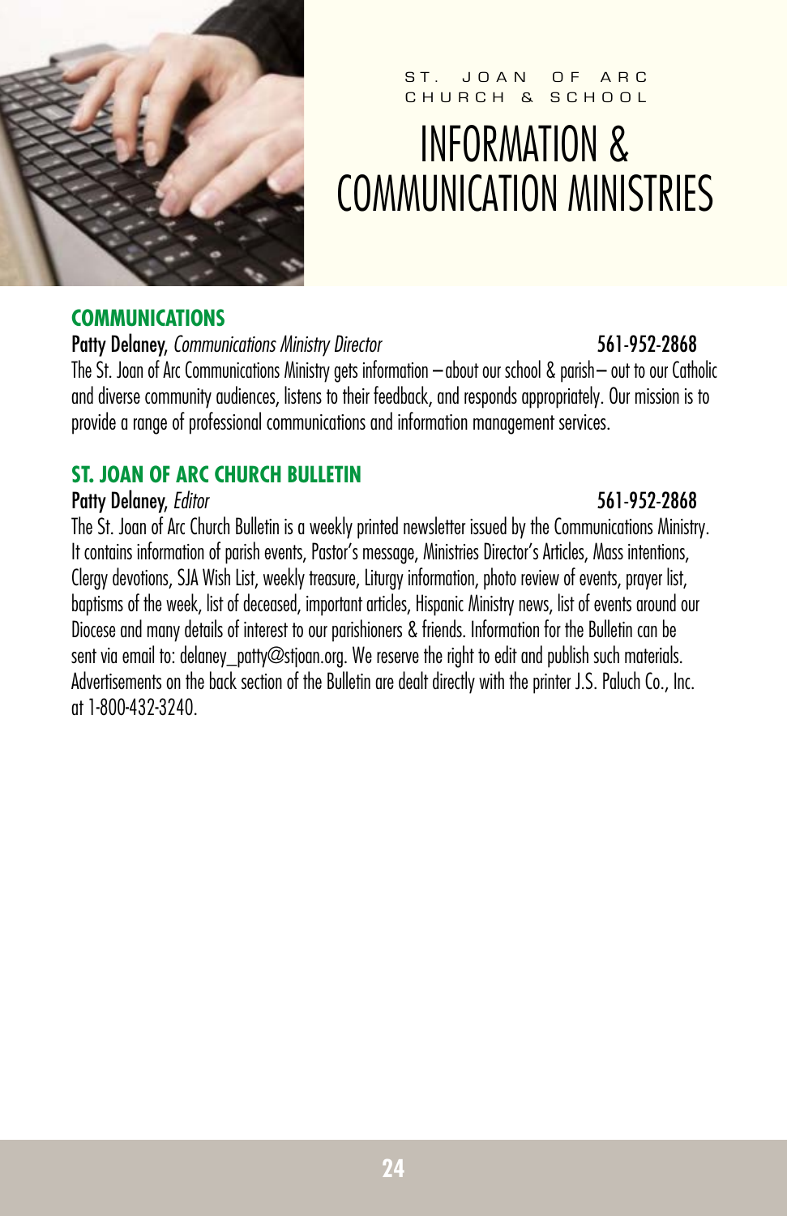ST. JOAN OF ARC CHURCH & SCHOOL

# INFORMATION & COMMUNICATION MINISTRIES

## COMMUNICATIONS

**Patty Delaney**, *Communications Ministry Director* 561-952-2868

The St. Joan of Arc Communications Ministry gets information – about our school & parish – out to our Catholic and diverse community audiences, listens to their feedback, and responds appropriately. Our mission is to provide a range of professional communications and information management services.

## ST. JOAN OF ARC CHURCH BULLETIN

**Patty Delaney**, *Editor* 561-952-2868

The St. Joan of Arc Church Bulletin is a weekly printed newsletter issued by the Communications Ministry. It contains information of parish events, Pastor's message, Ministries Director's Articles, Mass intentions, Clergy devotions, SJA Wish List, weekly treasure, Liturgy information, photo review of events, prayer list, baptisms of the week, list of deceased, important articles, Hispanic Ministry news, list of events around our Diocese and many details of interest to our parishioners & friends. Information for the Bulletin can be sent via email to: delaney_patty@stjoan.org. We reserve the right to edit and publish such materials. Advertisements on the back section of the Bulletin are dealt directly with the printer J.S. Paluch Co., Inc. at 1-800-432-3240.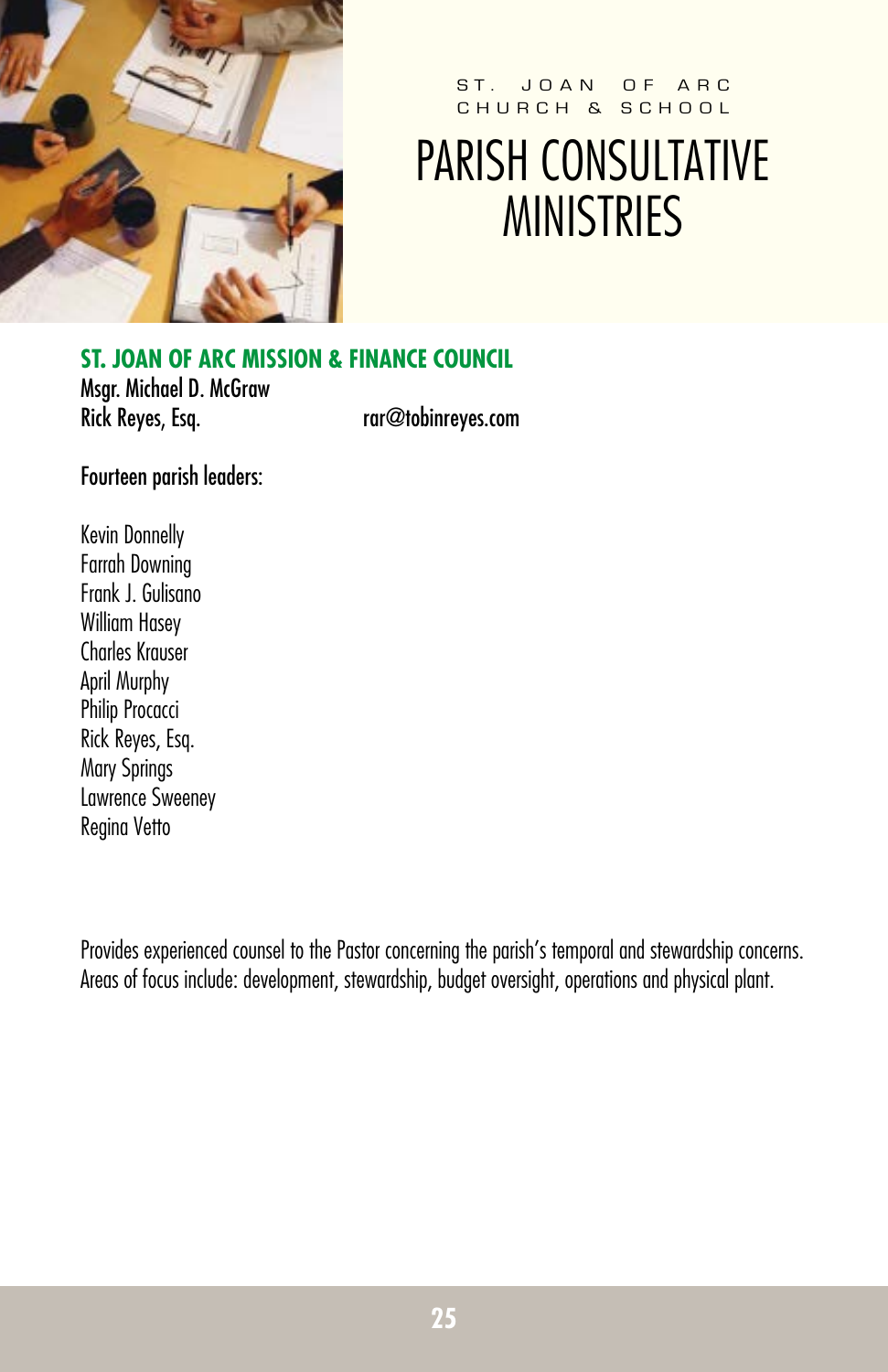ST. JOAN OF ARC
CHURCH & SCHOOL

# PARISH CONSULTATIVE MINISTRIES

## ST. JOAN OF ARC MISSION & FINANCE COUNCIL

Msgr. Michael D. McGraw
Rick Reyes, Esq. rar@tobinreyes.com

Fourteen parish leaders:

Kevin Donnelly
Farrah Downing
Frank J. Gulisano
William Hasey
Charles Krauser
April Murphy
Philip Procacci
Rick Reyes, Esq.
Mary Springs
Lawrence Sweeney
Regina Vetto

Provides experienced counsel to the Pastor concerning the parish's temporal and stewardship concerns. Areas of focus include: development, stewardship, budget oversight, operations and physical plant.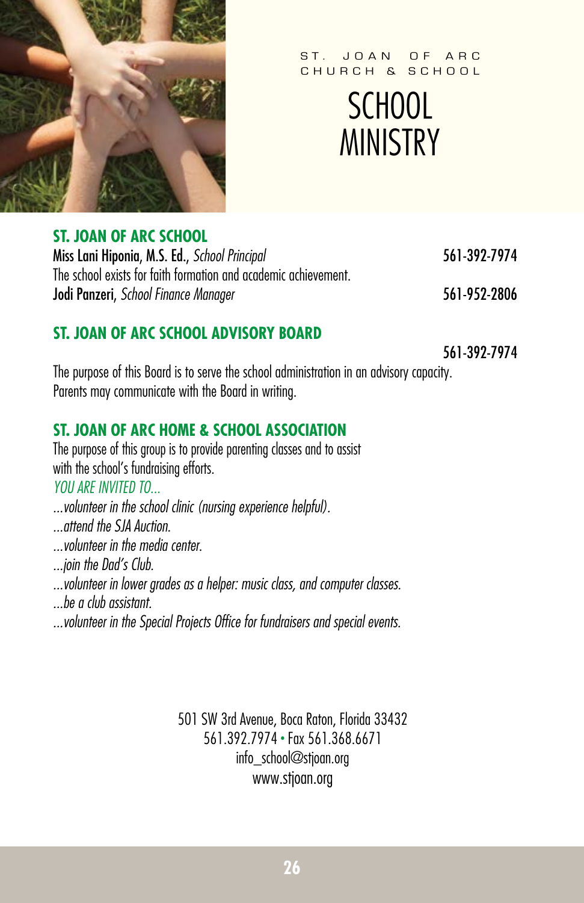ST. JOAN OF ARC CHURCH & SCHOOL

# SCHOOL MINISTRY

## ST. JOAN OF ARC SCHOOL

**Miss Lani Hiponia, M.S. Ed.**, *School Principal* 561-392-7974
The school exists for faith formation and academic achievement.
**Jodi Panzeri**, *School Finance Manager* 561-952-2806

## ST. JOAN OF ARC SCHOOL ADVISORY BOARD

561-392-7974

The purpose of this Board is to serve the school administration in an advisory capacity. Parents may communicate with the Board in writing.

## ST. JOAN OF ARC HOME & SCHOOL ASSOCIATION

The purpose of this group is to provide parenting classes and to assist with the school's fundraising efforts.

*YOU ARE INVITED TO...*

*...volunteer in the school clinic (nursing experience helpful).*
*...attend the SJA Auction.*
*...volunteer in the media center.*
*...join the Dad's Club.*
*...volunteer in lower grades as a helper: music class, and computer classes.*
*...be a club assistant.*
*...volunteer in the Special Projects Office for fundraisers and special events.*

501 SW 3rd Avenue, Boca Raton, Florida 33432
561.392.7974 • Fax 561.368.6671
info_school@stjoan.org
www.stjoan.org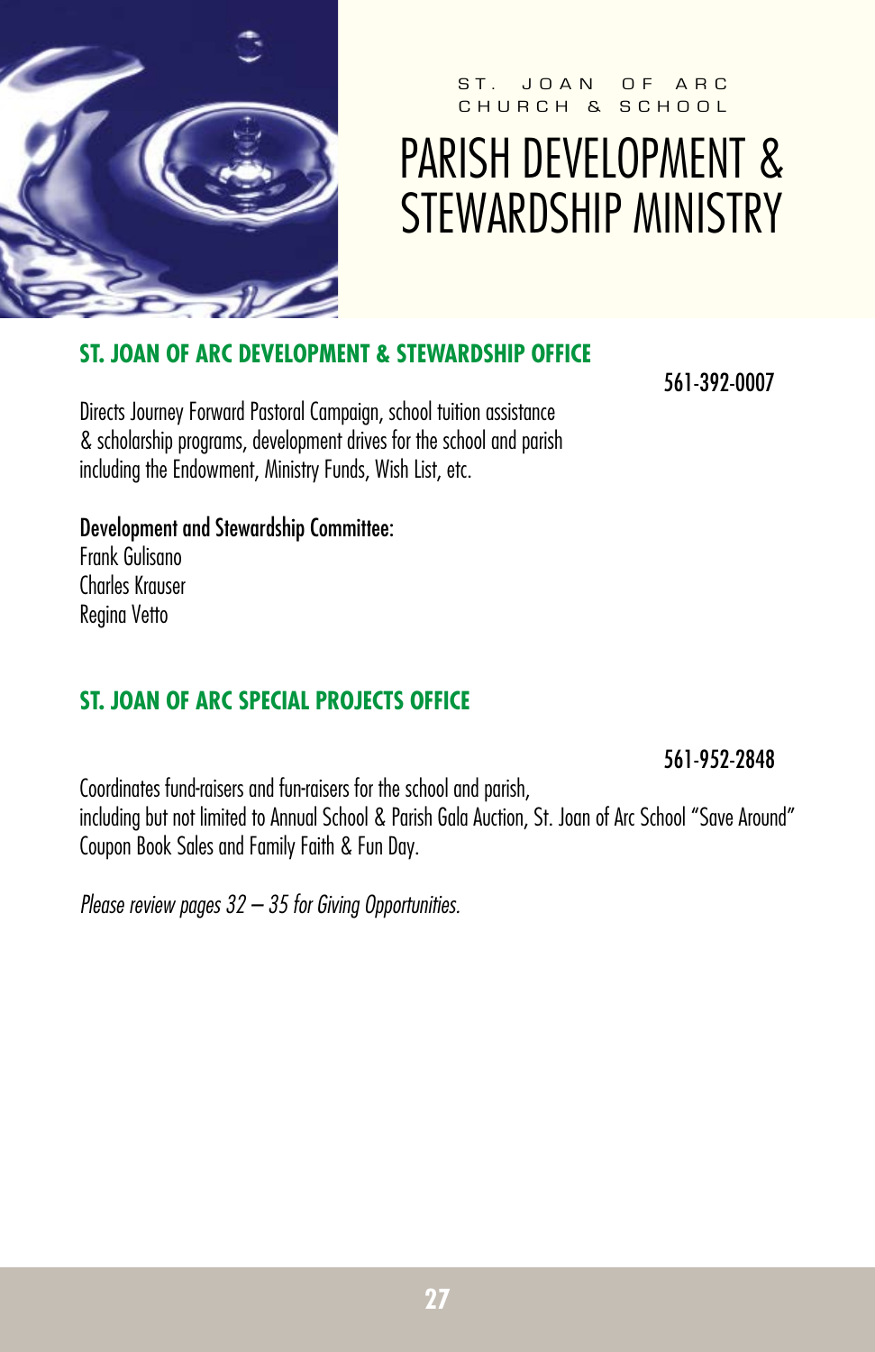ST. JOAN OF ARC CHURCH & SCHOOL

# PARISH DEVELOPMENT & STEWARDSHIP MINISTRY

## ST. JOAN OF ARC DEVELOPMENT & STEWARDSHIP OFFICE

561-392-0007

Directs Journey Forward Pastoral Campaign, school tuition assistance & scholarship programs, development drives for the school and parish including the Endowment, Ministry Funds, Wish List, etc.

**Development and Stewardship Committee:**
Frank Gulisano
Charles Krauser
Regina Vetto

## ST. JOAN OF ARC SPECIAL PROJECTS OFFICE

561-952-2848

Coordinates fund-raisers and fun-raisers for the school and parish, including but not limited to Annual School & Parish Gala Auction, St. Joan of Arc School "Save Around" Coupon Book Sales and Family Faith & Fun Day.

*Please review pages 32 – 35 for Giving Opportunities.*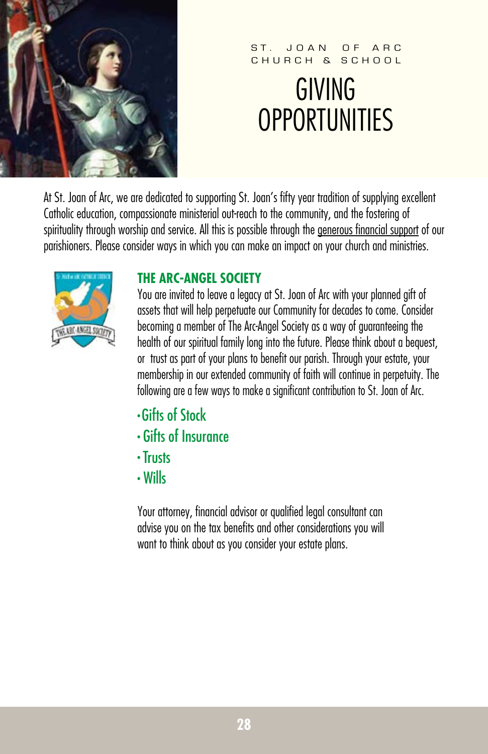ST. JOAN OF ARC
CHURCH & SCHOOL

# GIVING OPPORTUNITIES

At St. Joan of Arc, we are dedicated to supporting St. Joan's fifty year tradition of supplying excellent Catholic education, compassionate ministerial out-reach to the community, and the fostering of spirituality through worship and service. All this is possible through the generous financial support of our parishioners. Please consider ways in which you can make an impact on your church and ministries.

## THE ARC-ANGEL SOCIETY

You are invited to leave a legacy at St. Joan of Arc with your planned gift of assets that will help perpetuate our Community for decades to come. Consider becoming a member of The Arc-Angel Society as a way of guaranteeing the health of our spiritual family long into the future. Please think about a bequest, or trust as part of your plans to benefit our parish. Through your estate, your membership in our extended community of faith will continue in perpetuity. The following are a few ways to make a significant contribution to St. Joan of Arc.

- Gifts of Stock
- Gifts of Insurance
- Trusts
- Wills

Your attorney, financial advisor or qualified legal consultant can advise you on the tax benefits and other considerations you will want to think about as you consider your estate plans.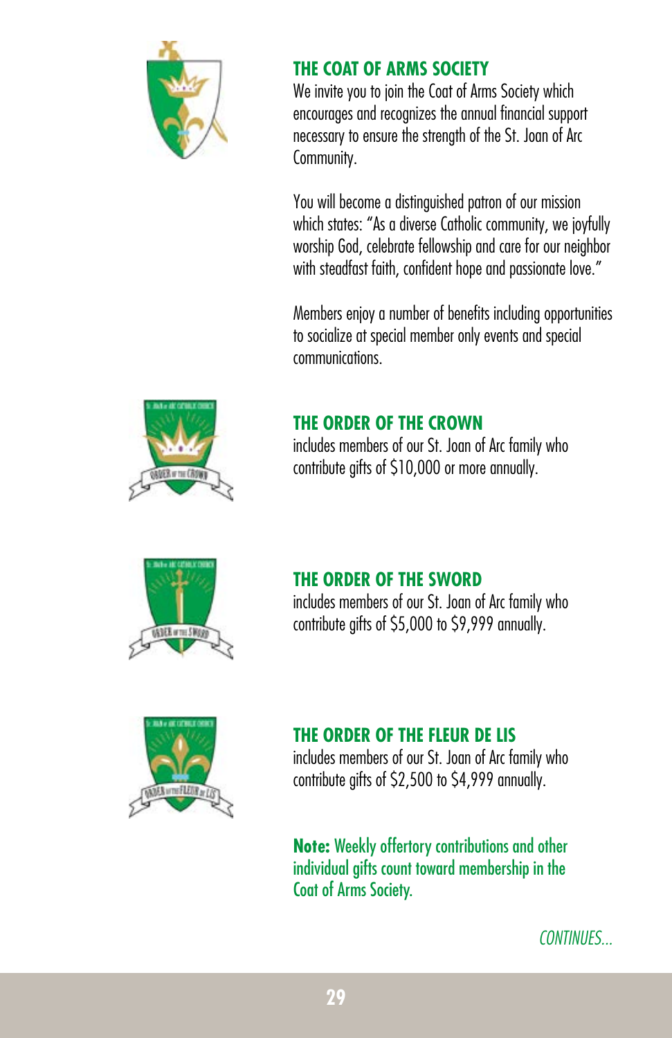## THE COAT OF ARMS SOCIETY

We invite you to join the Coat of Arms Society which encourages and recognizes the annual financial support necessary to ensure the strength of the St. Joan of Arc Community.

You will become a distinguished patron of our mission which states: "As a diverse Catholic community, we joyfully worship God, celebrate fellowship and care for our neighbor with steadfast faith, confident hope and passionate love."

Members enjoy a number of benefits including opportunities to socialize at special member only events and special communications.

## THE ORDER OF THE CROWN

includes members of our St. Joan of Arc family who contribute gifts of $10,000 or more annually.

## THE ORDER OF THE SWORD

includes members of our St. Joan of Arc family who contribute gifts of $5,000 to $9,999 annually.

## THE ORDER OF THE FLEUR DE LIS

includes members of our St. Joan of Arc family who contribute gifts of $2,500 to $4,999 annually.

**Note:** Weekly offertory contributions and other individual gifts count toward membership in the Coat of Arms Society.

*CONTINUES...*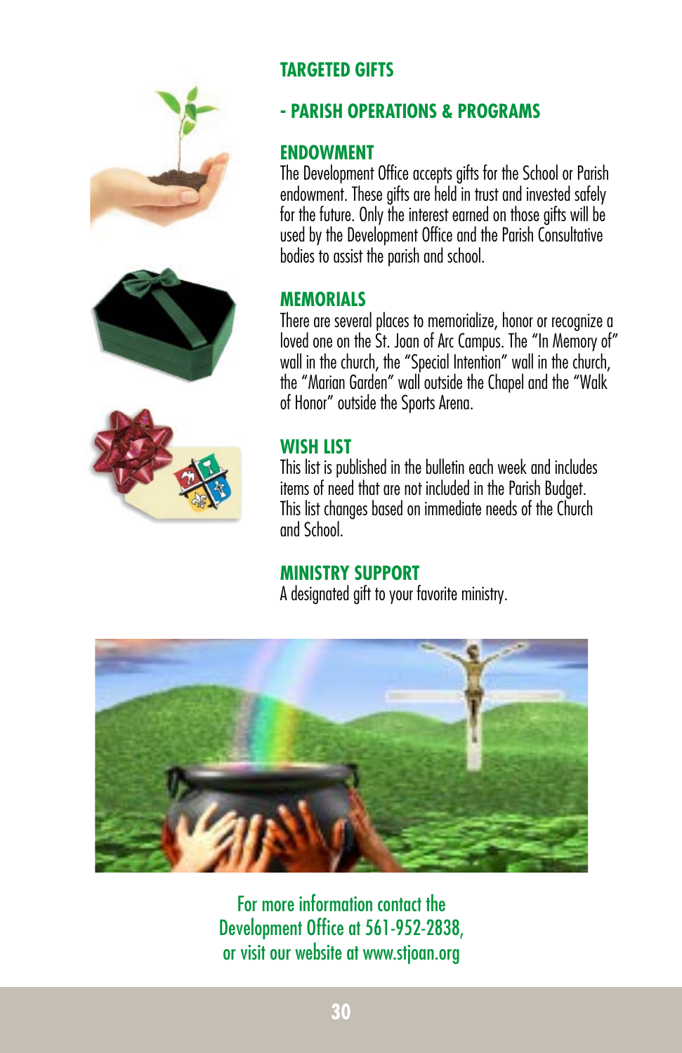## TARGETED GIFTS

## - PARISH OPERATIONS & PROGRAMS

### ENDOWMENT

The Development Office accepts gifts for the School or Parish endowment. These gifts are held in trust and invested safely for the future. Only the interest earned on those gifts will be used by the Development Office and the Parish Consultative bodies to assist the parish and school.

### MEMORIALS

There are several places to memorialize, honor or recognize a loved one on the St. Joan of Arc Campus. The "In Memory of" wall in the church, the "Special Intention" wall in the church, the "Marian Garden" wall outside the Chapel and the "Walk of Honor" outside the Sports Arena.

### WISH LIST

This list is published in the bulletin each week and includes items of need that are not included in the Parish Budget. This list changes based on immediate needs of the Church and School.

### MINISTRY SUPPORT

A designated gift to your favorite ministry.

For more information contact the Development Office at 561-952-2838, or visit our website at www.stjoan.org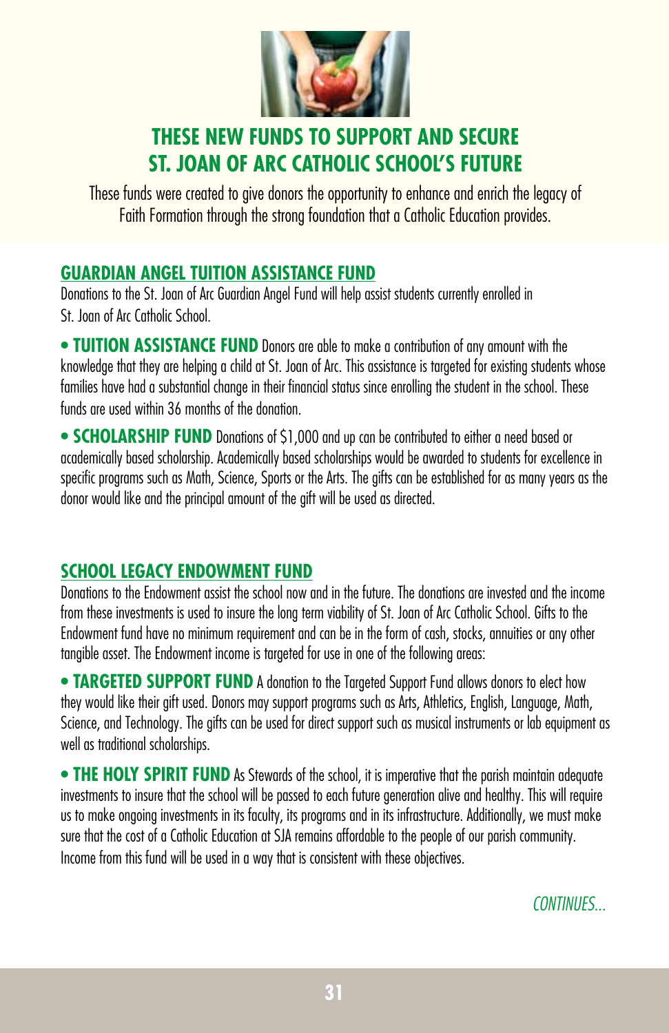# THESE NEW FUNDS TO SUPPORT AND SECURE ST. JOAN OF ARC CATHOLIC SCHOOL'S FUTURE

These funds were created to give donors the opportunity to enhance and enrich the legacy of Faith Formation through the strong foundation that a Catholic Education provides.

## GUARDIAN ANGEL TUITION ASSISTANCE FUND

Donations to the St. Joan of Arc Guardian Angel Fund will help assist students currently enrolled in St. Joan of Arc Catholic School.

- **TUITION ASSISTANCE FUND** Donors are able to make a contribution of any amount with the knowledge that they are helping a child at St. Joan of Arc. This assistance is targeted for existing students whose families have had a substantial change in their financial status since enrolling the student in the school. These funds are used within 36 months of the donation.

- **SCHOLARSHIP FUND** Donations of $1,000 and up can be contributed to either a need based or academically based scholarship. Academically based scholarships would be awarded to students for excellence in specific programs such as Math, Science, Sports or the Arts. The gifts can be established for as many years as the donor would like and the principal amount of the gift will be used as directed.

## SCHOOL LEGACY ENDOWMENT FUND

Donations to the Endowment assist the school now and in the future. The donations are invested and the income from these investments is used to insure the long term viability of St. Joan of Arc Catholic School. Gifts to the Endowment fund have no minimum requirement and can be in the form of cash, stocks, annuities or any other tangible asset. The Endowment income is targeted for use in one of the following areas:

- **TARGETED SUPPORT FUND** A donation to the Targeted Support Fund allows donors to elect how they would like their gift used. Donors may support programs such as Arts, Athletics, English, Language, Math, Science, and Technology. The gifts can be used for direct support such as musical instruments or lab equipment as well as traditional scholarships.

- **THE HOLY SPIRIT FUND** As Stewards of the school, it is imperative that the parish maintain adequate investments to insure that the school will be passed to each future generation alive and healthy. This will require us to make ongoing investments in its faculty, its programs and in its infrastructure. Additionally, we must make sure that the cost of a Catholic Education at SJA remains affordable to the people of our parish community. Income from this fund will be used in a way that is consistent with these objectives.

*CONTINUES...*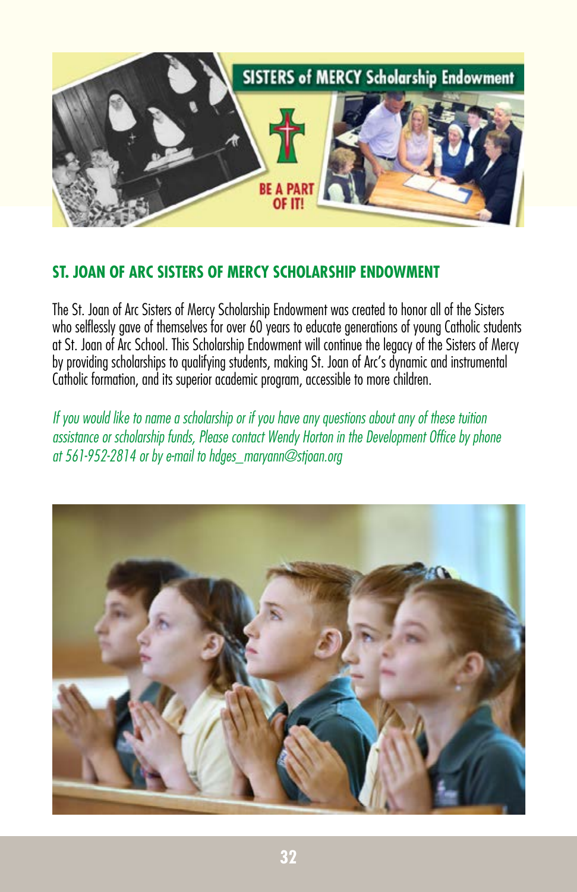## ST. JOAN OF ARC SISTERS OF MERCY SCHOLARSHIP ENDOWMENT

The St. Joan of Arc Sisters of Mercy Scholarship Endowment was created to honor all of the Sisters who selflessly gave of themselves for over 60 years to educate generations of young Catholic students at St. Joan of Arc School. This Scholarship Endowment will continue the legacy of the Sisters of Mercy by providing scholarships to qualifying students, making St. Joan of Arc's dynamic and instrumental Catholic formation, and its superior academic program, accessible to more children.

*If you would like to name a scholarship or if you have any questions about any of these tuition assistance or scholarship funds, Please contact Wendy Horton in the Development Office by phone at 561-952-2814 or by e-mail to hdges_maryann@stjoan.org*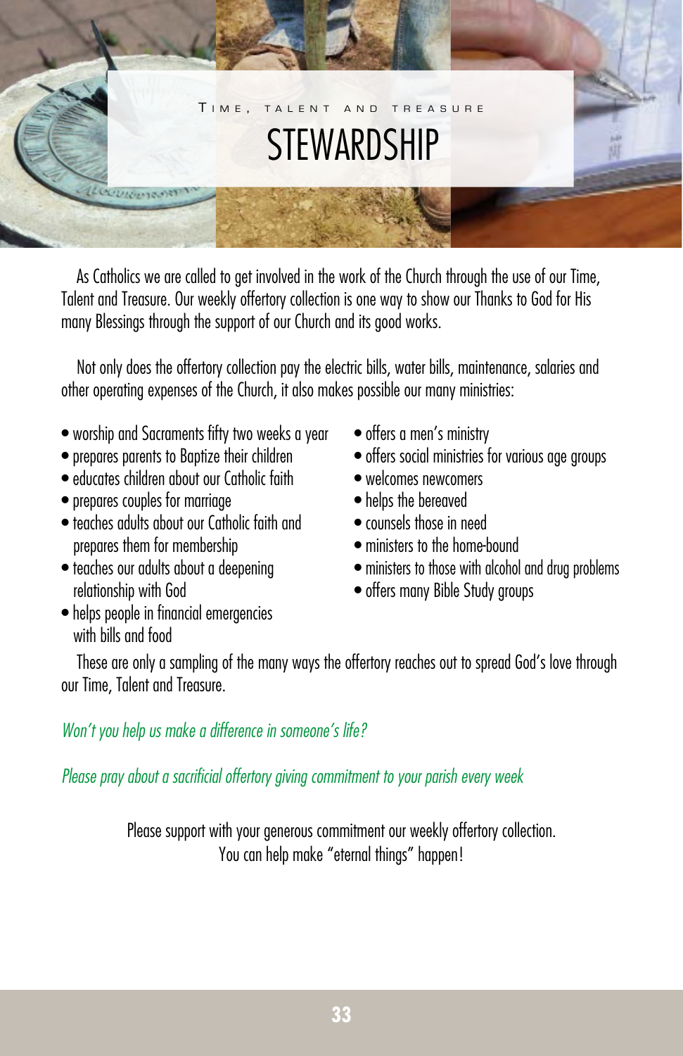TIME, TALENT AND TREASURE

# STEWARDSHIP

As Catholics we are called to get involved in the work of the Church through the use of our Time, Talent and Treasure. Our weekly offertory collection is one way to show our Thanks to God for His many Blessings through the support of our Church and its good works.

Not only does the offertory collection pay the electric bills, water bills, maintenance, salaries and other operating expenses of the Church, it also makes possible our many ministries:

- worship and Sacraments fifty two weeks a year
- prepares parents to Baptize their children
- educates children about our Catholic faith
- prepares couples for marriage
- teaches adults about our Catholic faith and prepares them for membership
- teaches our adults about a deepening relationship with God
- helps people in financial emergencies with bills and food
- offers a men's ministry
- offers social ministries for various age groups
- welcomes newcomers
- helps the bereaved
- counsels those in need
- ministers to the home-bound
- ministers to those with alcohol and drug problems
- offers many Bible Study groups

These are only a sampling of the many ways the offertory reaches out to spread God's love through our Time, Talent and Treasure.

*Won't you help us make a difference in someone's life?*

*Please pray about a sacrificial offertory giving commitment to your parish every week*

Please support with your generous commitment our weekly offertory collection.
You can help make "eternal things" happen!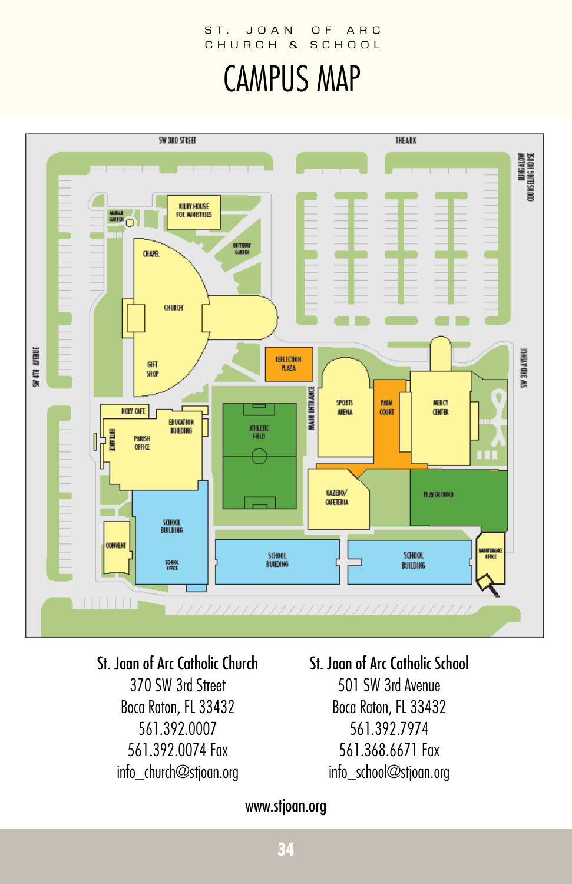ST. JOAN OF ARC
CHURCH & SCHOOL

# CAMPUS MAP

SW 3RD STREET

THE ARK

BUNGALOW COUNSELING HOUSE

MARIAN GARDEN

KILBY HOUSE FOR MINISTRIES

BUTTERFLY GARDEN

CHAPEL

CHURCH

GIFT SHOP

SW 4TH AVENUE

SW 3RD AVENUE

REFLECTION PLAZA

MAIN ENTRANCE

SPORTS ARENA

PALM COURT

MERCY CENTER

HOLY CAFE

EDUCATION BUILDING

ENTRANCE

PARISH OFFICE

ATHLETIC FIELD

GAZEBO/ CAFETERIA

PLAYGROUND

SCHOOL BUILDING

SCHOOL OFFICE

CONVENT

SCHOOL BUILDING

SCHOOL BUILDING

MAINTENANCE OFFICE

**St. Joan of Arc Catholic Church**
370 SW 3rd Street
Boca Raton, FL 33432
561.392.0007
561.392.0074 Fax
info_church@stjoan.org

**St. Joan of Arc Catholic School**
501 SW 3rd Avenue
Boca Raton, FL 33432
561.392.7974
561.368.6671 Fax
info_school@stjoan.org

**www.stjoan.org**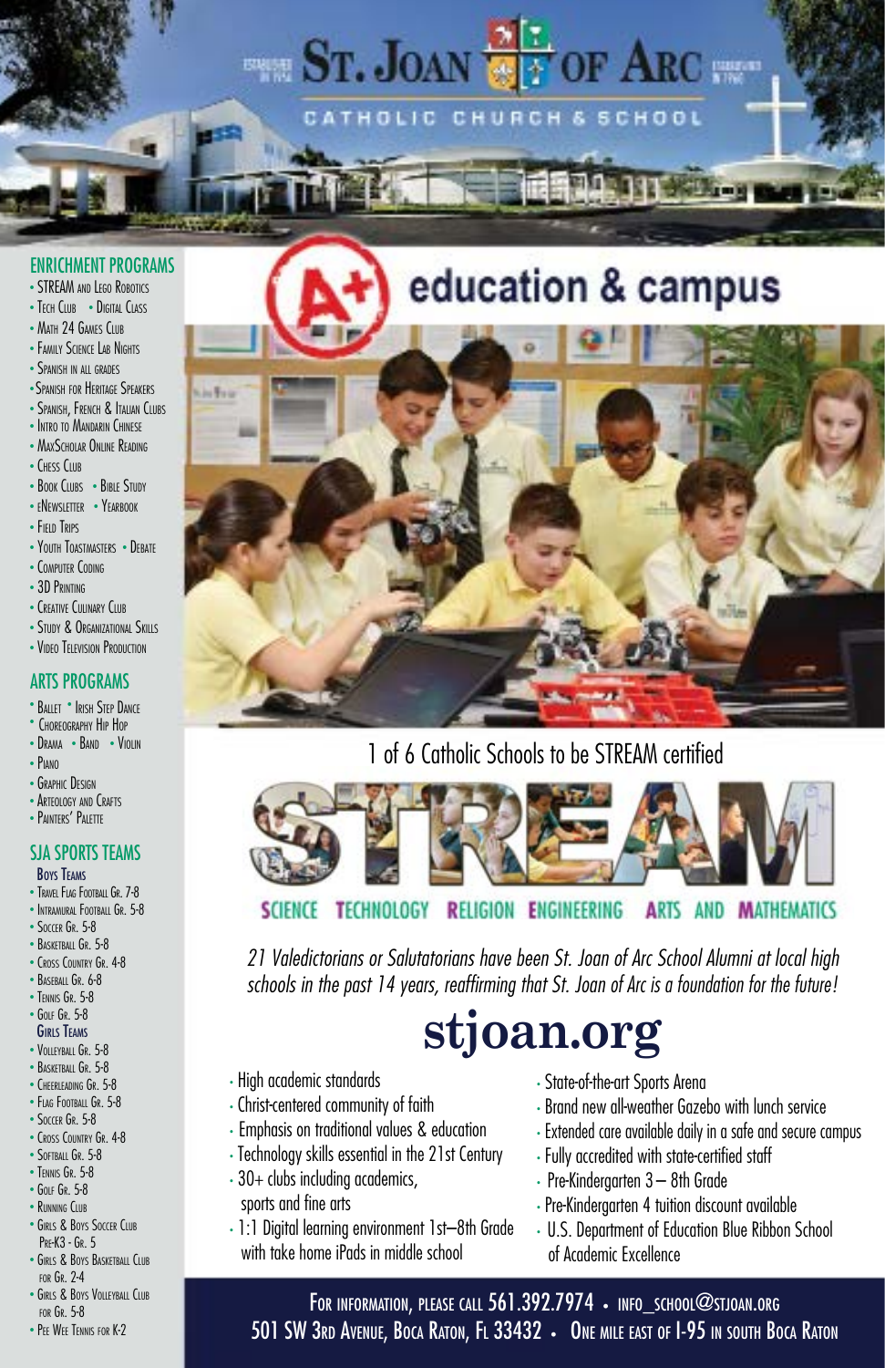ESTABLISHED IN 1954 **ST. JOAN OF ARC** ESTABLISHED IN 1960

CATHOLIC CHURCH & SCHOOL

## ENRICHMENT PROGRAMS

- STREAM and Lego Robotics
- Tech Club
- Digital Class
- Math 24 Games Club
- Family Science Lab Nights
- Spanish in all grades
- Spanish for Heritage Speakers
- Spanish, French & Italian Clubs
- Intro to Mandarin Chinese
- MaxScholar Online Reading
- Chess Club
- Book Clubs
- Bible Study
- eNewsletter
- Yearbook
- Field Trips
- Youth Toastmasters
- Debate
- Computer Coding
- 3D Printing
- Creative Culinary Club
- Study & Organizational Skills
- Video Television Production

## ARTS PROGRAMS

- Ballet
- Irish Step Dance
- Choreography Hip Hop
- Drama
- Band
- Violin
- Piano
- Graphic Design
- Arteology and Crafts
- Painters' Palette

## SJA SPORTS TEAMS

### Boys Teams

- Travel Flag Football Gr. 7-8
- Intramural Football Gr. 5-8
- Soccer Gr. 5-8
- Basketball Gr. 5-8
- Cross Country Gr. 4-8
- Baseball Gr. 6-8
- Tennis Gr. 5-8
- Golf Gr. 5-8

### Girls Teams

- Volleyball Gr. 5-8
- Basketball Gr. 5-8
- Cheerleading Gr. 5-8
- Flag Football Gr. 5-8
- Soccer Gr. 5-8
- Cross Country Gr. 4-8
- Softball Gr. 5-8
- Tennis Gr. 5-8
- Golf Gr. 5-8
- Running Club
- Girls & Boys Soccer Club Pre-K3 - Gr. 5
- Girls & Boys Basketball Club for Gr. 2-4
- Girls & Boys Volleyball Club for Gr. 5-8
- Pee Wee Tennis for K-2

# A+ education & campus

1 of 6 Catholic Schools to be STREAM certified

STREAM

SCIENCE TECHNOLOGY RELIGION ENGINEERING ARTS AND MATHEMATICS

*21 Valedictorians or Salutatorians have been St. Joan of Arc School Alumni at local high schools in the past 14 years, reaffirming that St. Joan of Arc is a foundation for the future!*

# stjoan.org

- High academic standards
- Christ-centered community of faith
- Emphasis on traditional values & education
- Technology skills essential in the 21st Century
- 30+ clubs including academics, sports and fine arts
- 1:1 Digital learning environment 1st–8th Grade with take home iPads in middle school
- State-of-the-art Sports Arena
- Brand new all-weather Gazebo with lunch service
- Extended care available daily in a safe and secure campus
- Fully accredited with state-certified staff
- Pre-Kindergarten 3 – 8th Grade
- Pre-Kindergarten 4 tuition discount available
- U.S. Department of Education Blue Ribbon School of Academic Excellence

For information, please call 561.392.7974 • info_school@stjoan.org

501 SW 3rd Avenue, Boca Raton, FL 33432 • One mile east of I-95 in south Boca Raton